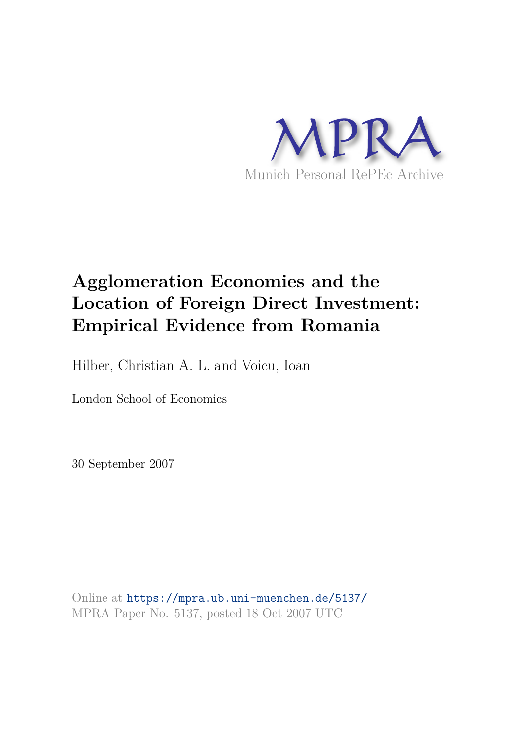MPRA

Munich Personal RePEc Archive

# Agglomeration Economies and the Location of Foreign Direct Investment: Empirical Evidence from Romania

Hilber, Christian A. L. and Voicu, Ioan

London School of Economics

30 September 2007

Online at https://mpra.ub.uni-muenchen.de/5137/
MPRA Paper No. 5137, posted 18 Oct 2007 UTC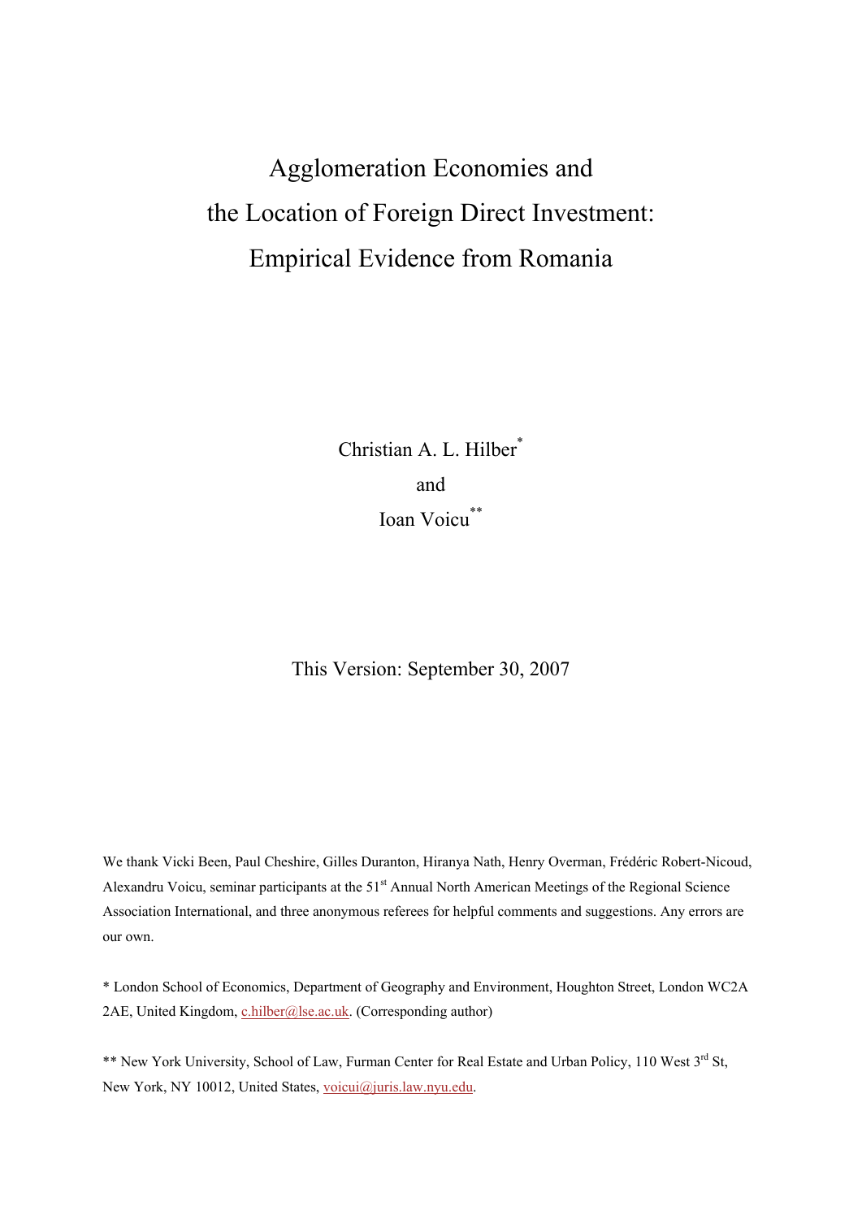# Agglomeration Economies and the Location of Foreign Direct Investment: Empirical Evidence from Romania

Christian A. L. Hilber*

and

Ioan Voicu**

This Version: September 30, 2007

We thank Vicki Been, Paul Cheshire, Gilles Duranton, Hiranya Nath, Henry Overman, Frédéric Robert-Nicoud, Alexandru Voicu, seminar participants at the 51st Annual North American Meetings of the Regional Science Association International, and three anonymous referees for helpful comments and suggestions. Any errors are our own.

\* London School of Economics, Department of Geography and Environment, Houghton Street, London WC2A 2AE, United Kingdom, c.hilber@lse.ac.uk. (Corresponding author)

\*\* New York University, School of Law, Furman Center for Real Estate and Urban Policy, 110 West 3rd St, New York, NY 10012, United States, voicui@juris.law.nyu.edu.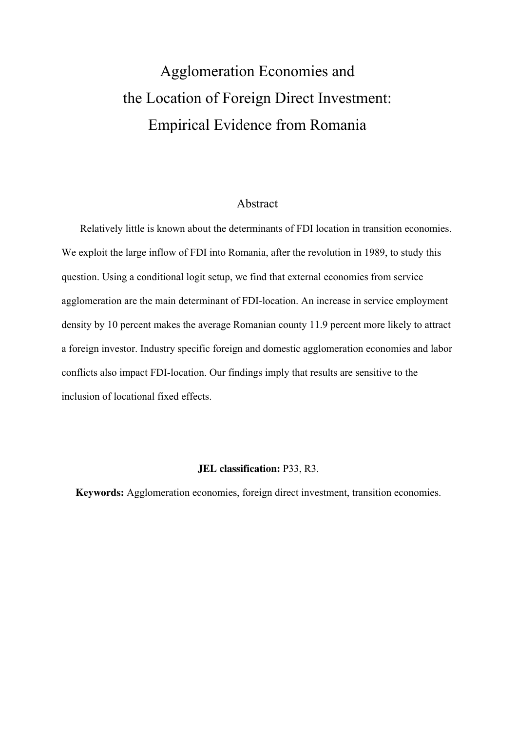# Agglomeration Economies and the Location of Foreign Direct Investment: Empirical Evidence from Romania

## Abstract

Relatively little is known about the determinants of FDI location in transition economies. We exploit the large inflow of FDI into Romania, after the revolution in 1989, to study this question. Using a conditional logit setup, we find that external economies from service agglomeration are the main determinant of FDI-location. An increase in service employment density by 10 percent makes the average Romanian county 11.9 percent more likely to attract a foreign investor. Industry specific foreign and domestic agglomeration economies and labor conflicts also impact FDI-location. Our findings imply that results are sensitive to the inclusion of locational fixed effects.

**JEL classification:** P33, R3.

**Keywords:** Agglomeration economies, foreign direct investment, transition economies.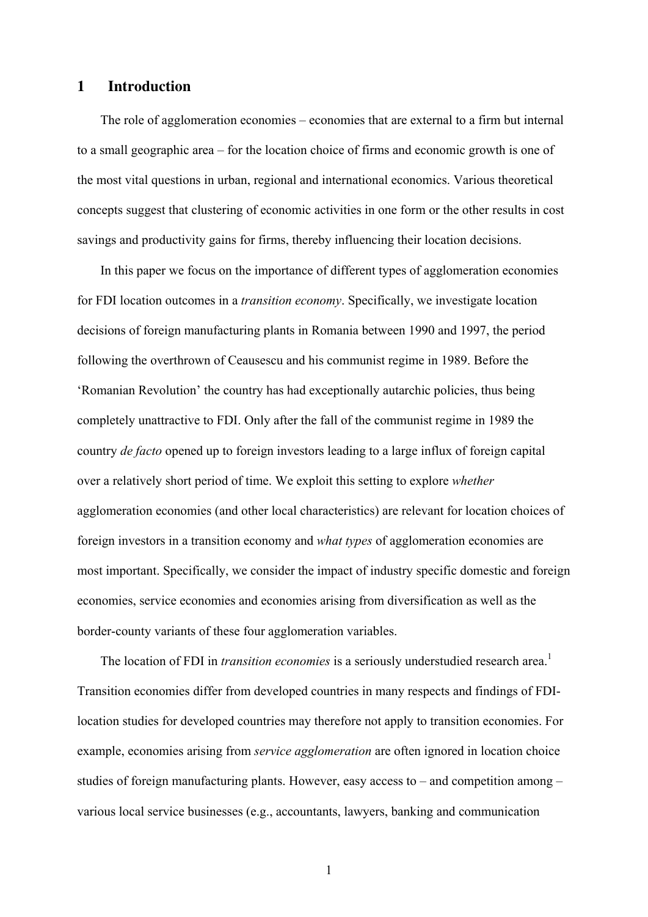# 1 Introduction

The role of agglomeration economies – economies that are external to a firm but internal to a small geographic area – for the location choice of firms and economic growth is one of the most vital questions in urban, regional and international economics. Various theoretical concepts suggest that clustering of economic activities in one form or the other results in cost savings and productivity gains for firms, thereby influencing their location decisions.

In this paper we focus on the importance of different types of agglomeration economies for FDI location outcomes in a *transition economy*. Specifically, we investigate location decisions of foreign manufacturing plants in Romania between 1990 and 1997, the period following the overthrown of Ceausescu and his communist regime in 1989. Before the 'Romanian Revolution' the country has had exceptionally autarchic policies, thus being completely unattractive to FDI. Only after the fall of the communist regime in 1989 the country *de facto* opened up to foreign investors leading to a large influx of foreign capital over a relatively short period of time. We exploit this setting to explore *whether* agglomeration economies (and other local characteristics) are relevant for location choices of foreign investors in a transition economy and *what types* of agglomeration economies are most important. Specifically, we consider the impact of industry specific domestic and foreign economies, service economies and economies arising from diversification as well as the border-county variants of these four agglomeration variables.

The location of FDI in *transition economies* is a seriously understudied research area.[1] Transition economies differ from developed countries in many respects and findings of FDI-location studies for developed countries may therefore not apply to transition economies. For example, economies arising from *service agglomeration* are often ignored in location choice studies of foreign manufacturing plants. However, easy access to – and competition among – various local service businesses (e.g., accountants, lawyers, banking and communication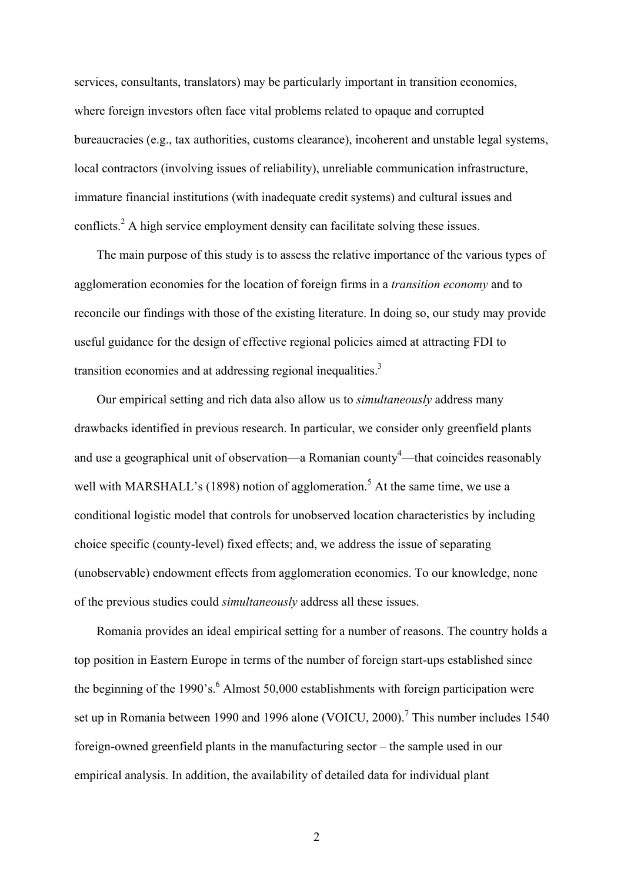services, consultants, translators) may be particularly important in transition economies, where foreign investors often face vital problems related to opaque and corrupted bureaucracies (e.g., tax authorities, customs clearance), incoherent and unstable legal systems, local contractors (involving issues of reliability), unreliable communication infrastructure, immature financial institutions (with inadequate credit systems) and cultural issues and conflicts.[2] A high service employment density can facilitate solving these issues.

The main purpose of this study is to assess the relative importance of the various types of agglomeration economies for the location of foreign firms in a *transition economy* and to reconcile our findings with those of the existing literature. In doing so, our study may provide useful guidance for the design of effective regional policies aimed at attracting FDI to transition economies and at addressing regional inequalities.[3]

Our empirical setting and rich data also allow us to *simultaneously* address many drawbacks identified in previous research. In particular, we consider only greenfield plants and use a geographical unit of observation—a Romanian county[4]—that coincides reasonably well with MARSHALL's (1898) notion of agglomeration.[5] At the same time, we use a conditional logistic model that controls for unobserved location characteristics by including choice specific (county-level) fixed effects; and, we address the issue of separating (unobservable) endowment effects from agglomeration economies. To our knowledge, none of the previous studies could *simultaneously* address all these issues.

Romania provides an ideal empirical setting for a number of reasons. The country holds a top position in Eastern Europe in terms of the number of foreign start-ups established since the beginning of the 1990's.[6] Almost 50,000 establishments with foreign participation were set up in Romania between 1990 and 1996 alone (VOICU, 2000).[7] This number includes 1540 foreign-owned greenfield plants in the manufacturing sector – the sample used in our empirical analysis. In addition, the availability of detailed data for individual plant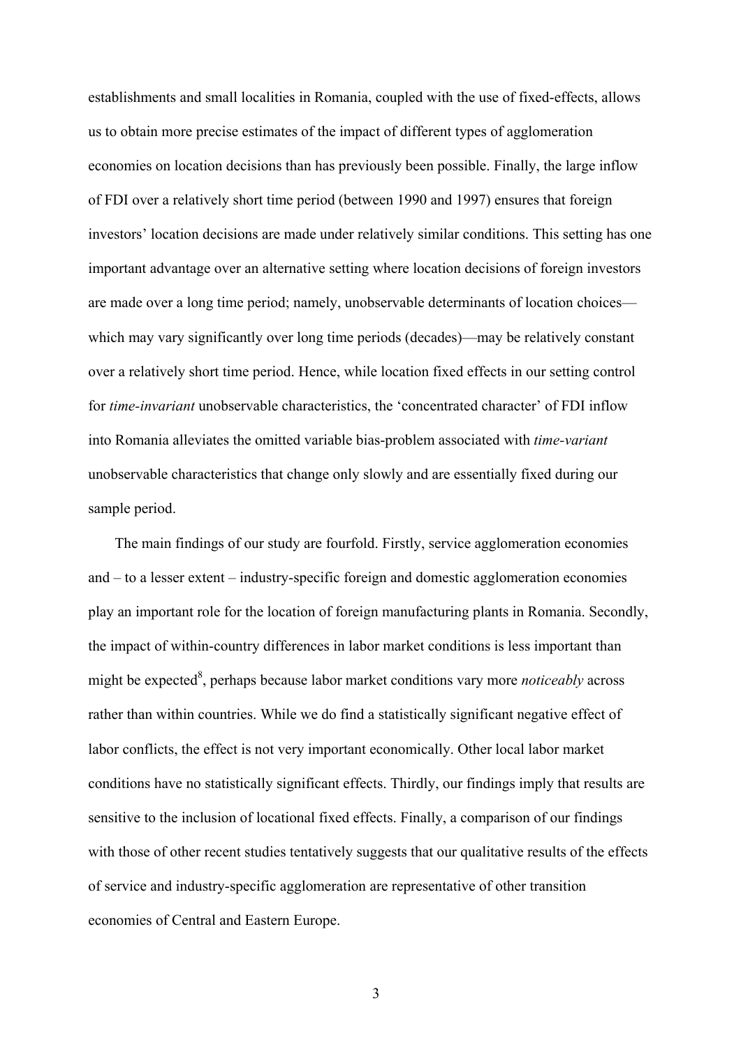establishments and small localities in Romania, coupled with the use of fixed-effects, allows us to obtain more precise estimates of the impact of different types of agglomeration economies on location decisions than has previously been possible. Finally, the large inflow of FDI over a relatively short time period (between 1990 and 1997) ensures that foreign investors' location decisions are made under relatively similar conditions. This setting has one important advantage over an alternative setting where location decisions of foreign investors are made over a long time period; namely, unobservable determinants of location choices—which may vary significantly over long time periods (decades)—may be relatively constant over a relatively short time period. Hence, while location fixed effects in our setting control for *time-invariant* unobservable characteristics, the 'concentrated character' of FDI inflow into Romania alleviates the omitted variable bias-problem associated with *time-variant* unobservable characteristics that change only slowly and are essentially fixed during our sample period.

The main findings of our study are fourfold. Firstly, service agglomeration economies and – to a lesser extent – industry-specific foreign and domestic agglomeration economies play an important role for the location of foreign manufacturing plants in Romania. Secondly, the impact of within-country differences in labor market conditions is less important than might be expected[8], perhaps because labor market conditions vary more *noticeably* across rather than within countries. While we do find a statistically significant negative effect of labor conflicts, the effect is not very important economically. Other local labor market conditions have no statistically significant effects. Thirdly, our findings imply that results are sensitive to the inclusion of locational fixed effects. Finally, a comparison of our findings with those of other recent studies tentatively suggests that our qualitative results of the effects of service and industry-specific agglomeration are representative of other transition economies of Central and Eastern Europe.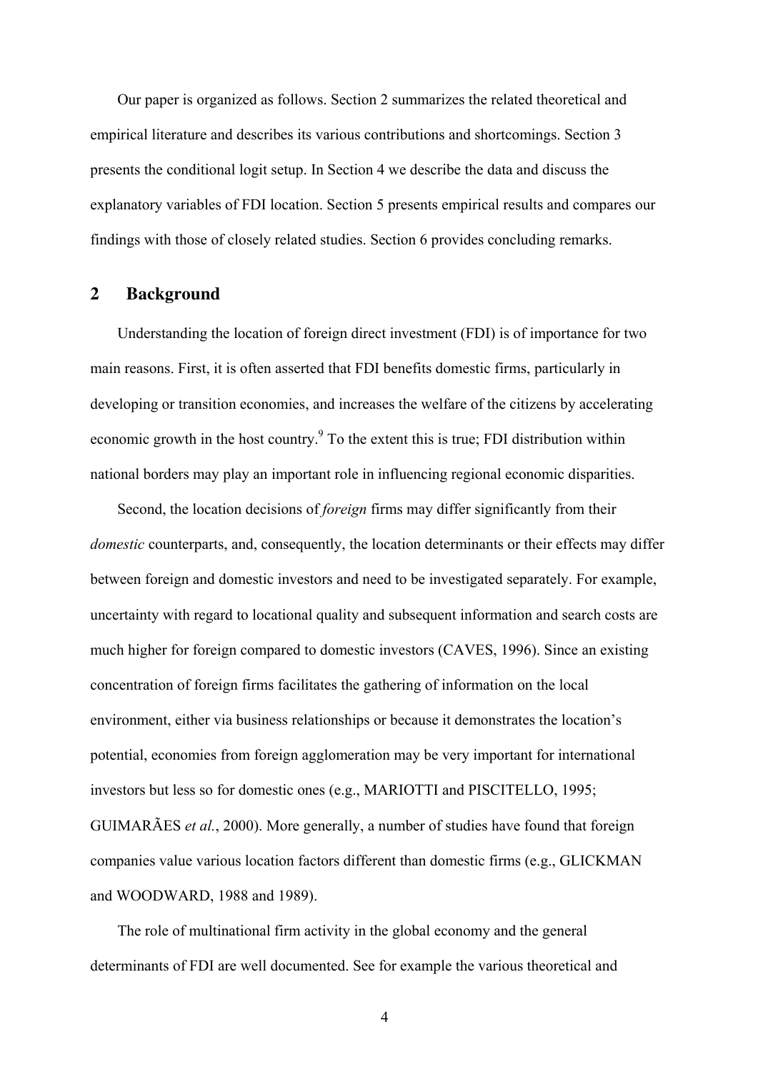Our paper is organized as follows. Section 2 summarizes the related theoretical and empirical literature and describes its various contributions and shortcomings. Section 3 presents the conditional logit setup. In Section 4 we describe the data and discuss the explanatory variables of FDI location. Section 5 presents empirical results and compares our findings with those of closely related studies. Section 6 provides concluding remarks.

## 2 Background

Understanding the location of foreign direct investment (FDI) is of importance for two main reasons. First, it is often asserted that FDI benefits domestic firms, particularly in developing or transition economies, and increases the welfare of the citizens by accelerating economic growth in the host country.[9] To the extent this is true; FDI distribution within national borders may play an important role in influencing regional economic disparities.

Second, the location decisions of *foreign* firms may differ significantly from their *domestic* counterparts, and, consequently, the location determinants or their effects may differ between foreign and domestic investors and need to be investigated separately. For example, uncertainty with regard to locational quality and subsequent information and search costs are much higher for foreign compared to domestic investors (CAVES, 1996). Since an existing concentration of foreign firms facilitates the gathering of information on the local environment, either via business relationships or because it demonstrates the location's potential, economies from foreign agglomeration may be very important for international investors but less so for domestic ones (e.g., MARIOTTI and PISCITELLO, 1995; GUIMARÃES *et al.*, 2000). More generally, a number of studies have found that foreign companies value various location factors different than domestic firms (e.g., GLICKMAN and WOODWARD, 1988 and 1989).

The role of multinational firm activity in the global economy and the general determinants of FDI are well documented. See for example the various theoretical and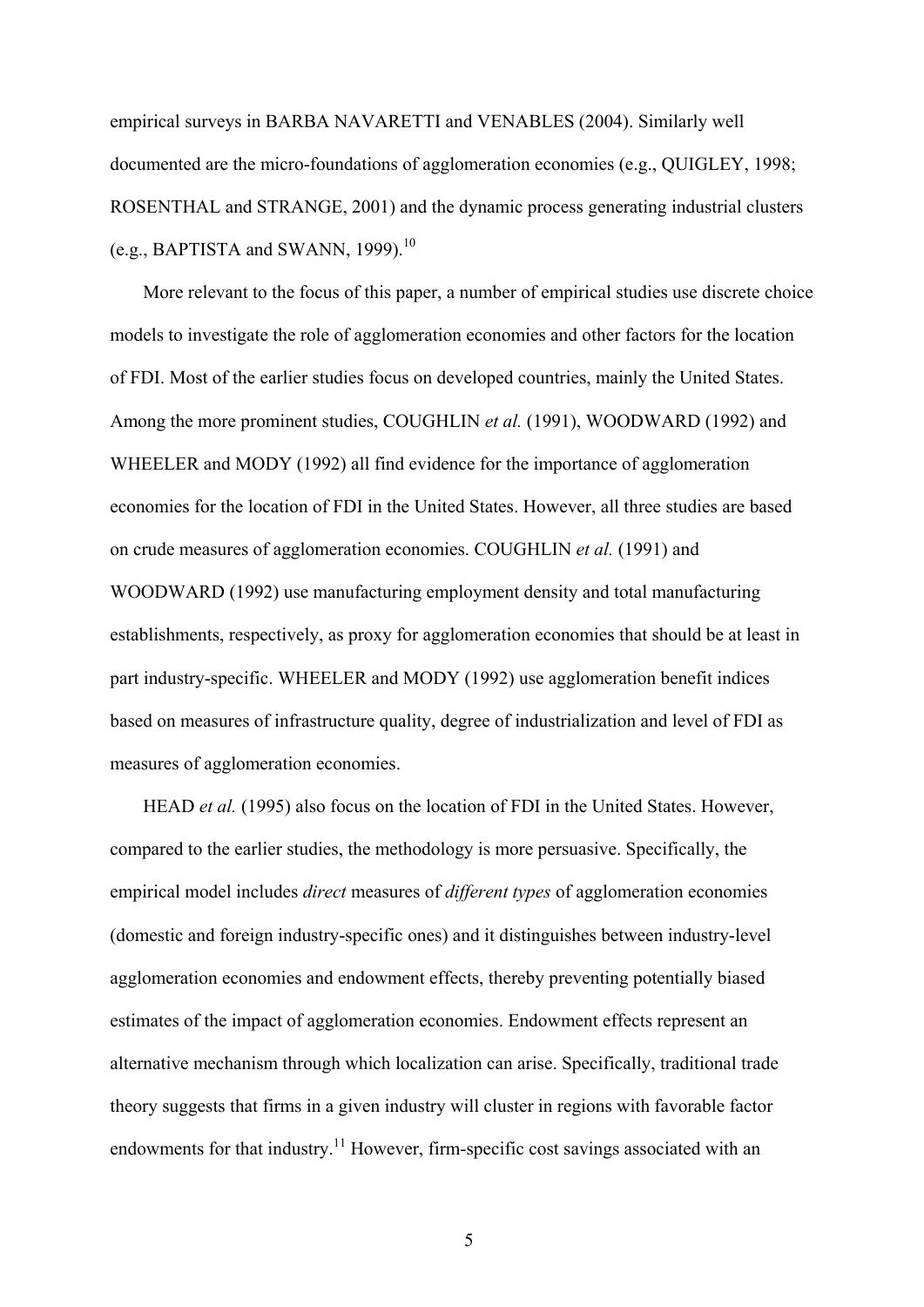empirical surveys in BARBA NAVARETTI and VENABLES (2004). Similarly well documented are the micro-foundations of agglomeration economies (e.g., QUIGLEY, 1998; ROSENTHAL and STRANGE, 2001) and the dynamic process generating industrial clusters (e.g., BAPTISTA and SWANN, 1999).[10]

More relevant to the focus of this paper, a number of empirical studies use discrete choice models to investigate the role of agglomeration economies and other factors for the location of FDI. Most of the earlier studies focus on developed countries, mainly the United States. Among the more prominent studies, COUGHLIN *et al.* (1991), WOODWARD (1992) and WHEELER and MODY (1992) all find evidence for the importance of agglomeration economies for the location of FDI in the United States. However, all three studies are based on crude measures of agglomeration economies. COUGHLIN *et al.* (1991) and WOODWARD (1992) use manufacturing employment density and total manufacturing establishments, respectively, as proxy for agglomeration economies that should be at least in part industry-specific. WHEELER and MODY (1992) use agglomeration benefit indices based on measures of infrastructure quality, degree of industrialization and level of FDI as measures of agglomeration economies.

HEAD *et al.* (1995) also focus on the location of FDI in the United States. However, compared to the earlier studies, the methodology is more persuasive. Specifically, the empirical model includes *direct* measures of *different types* of agglomeration economies (domestic and foreign industry-specific ones) and it distinguishes between industry-level agglomeration economies and endowment effects, thereby preventing potentially biased estimates of the impact of agglomeration economies. Endowment effects represent an alternative mechanism through which localization can arise. Specifically, traditional trade theory suggests that firms in a given industry will cluster in regions with favorable factor endowments for that industry.[11] However, firm-specific cost savings associated with an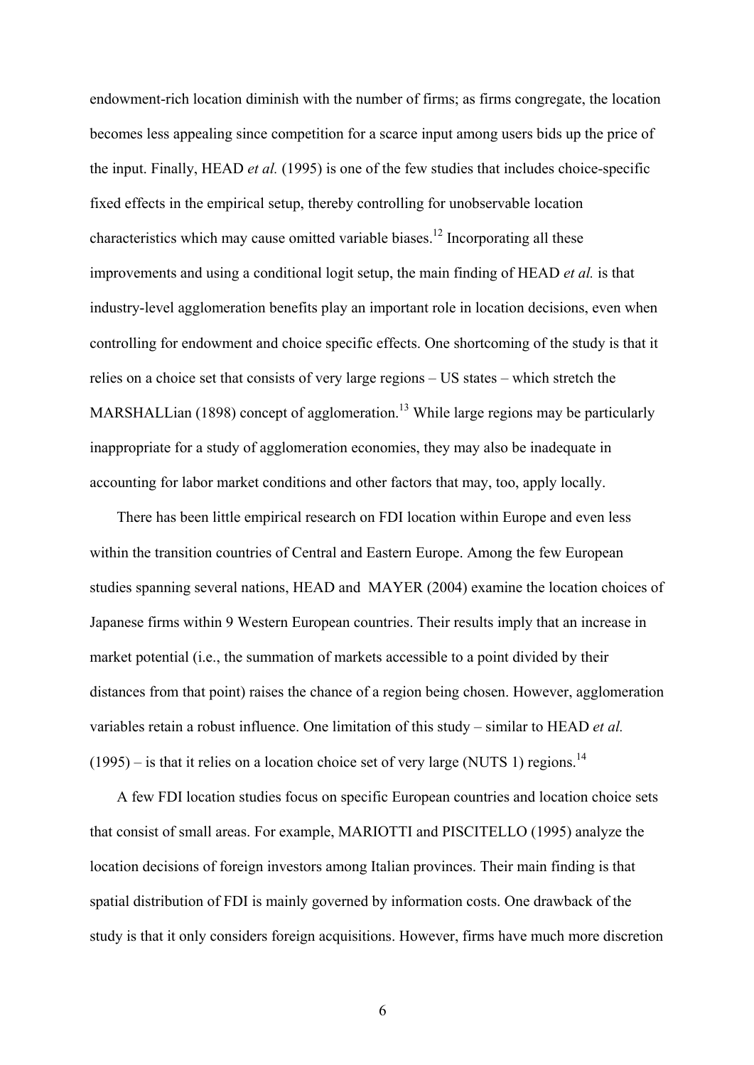endowment-rich location diminish with the number of firms; as firms congregate, the location becomes less appealing since competition for a scarce input among users bids up the price of the input. Finally, HEAD *et al.* (1995) is one of the few studies that includes choice-specific fixed effects in the empirical setup, thereby controlling for unobservable location characteristics which may cause omitted variable biases.[12] Incorporating all these improvements and using a conditional logit setup, the main finding of HEAD *et al.* is that industry-level agglomeration benefits play an important role in location decisions, even when controlling for endowment and choice specific effects. One shortcoming of the study is that it relies on a choice set that consists of very large regions – US states – which stretch the MARSHALLian (1898) concept of agglomeration.[13] While large regions may be particularly inappropriate for a study of agglomeration economies, they may also be inadequate in accounting for labor market conditions and other factors that may, too, apply locally.

There has been little empirical research on FDI location within Europe and even less within the transition countries of Central and Eastern Europe. Among the few European studies spanning several nations, HEAD and MAYER (2004) examine the location choices of Japanese firms within 9 Western European countries. Their results imply that an increase in market potential (i.e., the summation of markets accessible to a point divided by their distances from that point) raises the chance of a region being chosen. However, agglomeration variables retain a robust influence. One limitation of this study – similar to HEAD *et al.* (1995) – is that it relies on a location choice set of very large (NUTS 1) regions.[14]

A few FDI location studies focus on specific European countries and location choice sets that consist of small areas. For example, MARIOTTI and PISCITELLO (1995) analyze the location decisions of foreign investors among Italian provinces. Their main finding is that spatial distribution of FDI is mainly governed by information costs. One drawback of the study is that it only considers foreign acquisitions. However, firms have much more discretion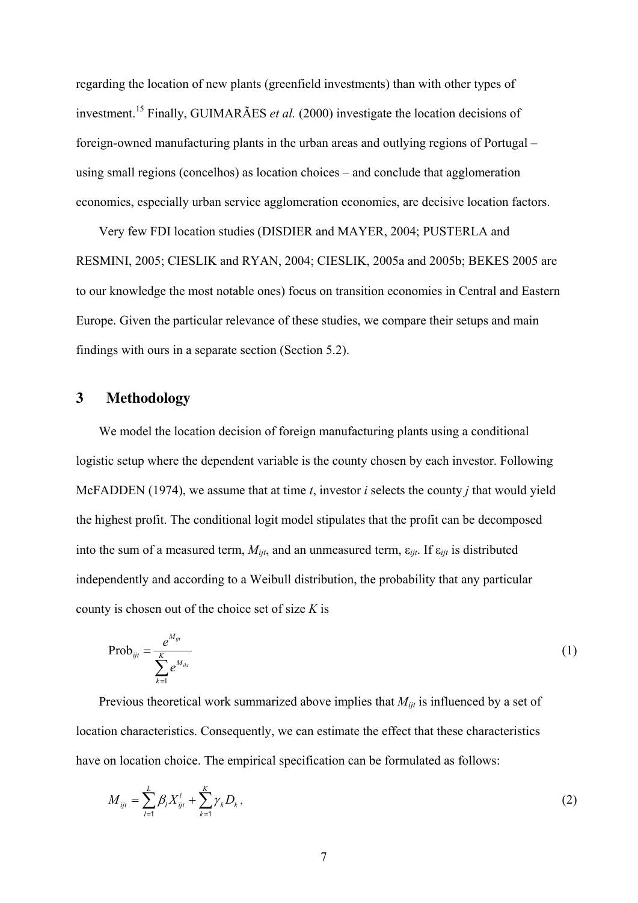regarding the location of new plants (greenfield investments) than with other types of investment.[15] Finally, GUIMARÃES *et al.* (2000) investigate the location decisions of foreign-owned manufacturing plants in the urban areas and outlying regions of Portugal – using small regions (concelhos) as location choices – and conclude that agglomeration economies, especially urban service agglomeration economies, are decisive location factors.

Very few FDI location studies (DISDIER and MAYER, 2004; PUSTERLA and RESMINI, 2005; CIESLIK and RYAN, 2004; CIESLIK, 2005a and 2005b; BEKES 2005 are to our knowledge the most notable ones) focus on transition economies in Central and Eastern Europe. Given the particular relevance of these studies, we compare their setups and main findings with ours in a separate section (Section 5.2).

## 3 Methodology

We model the location decision of foreign manufacturing plants using a conditional logistic setup where the dependent variable is the county chosen by each investor. Following McFADDEN (1974), we assume that at time $t$, investor $i$ selects the county $j$ that would yield the highest profit. The conditional logit model stipulates that the profit can be decomposed into the sum of a measured term, $M_{ijt}$, and an unmeasured term, $\varepsilon_{ijt}$. If $\varepsilon_{ijt}$ is distributed independently and according to a Weibull distribution, the probability that any particular county is chosen out of the choice set of size $K$ is

$$\text{Prob}_{ijt} = \frac{e^{M_{ijt}}}{\sum_{k=1}^{K} e^{M_{ikt}}} \tag{1}$$

Previous theoretical work summarized above implies that $M_{ijt}$ is influenced by a set of location characteristics. Consequently, we can estimate the effect that these characteristics have on location choice. The empirical specification can be formulated as follows:

$$M_{ijt} = \sum_{l=1}^{L} \beta_l X_{ijt}^{l} + \sum_{k=1}^{K} \gamma_k D_k, \tag{2}$$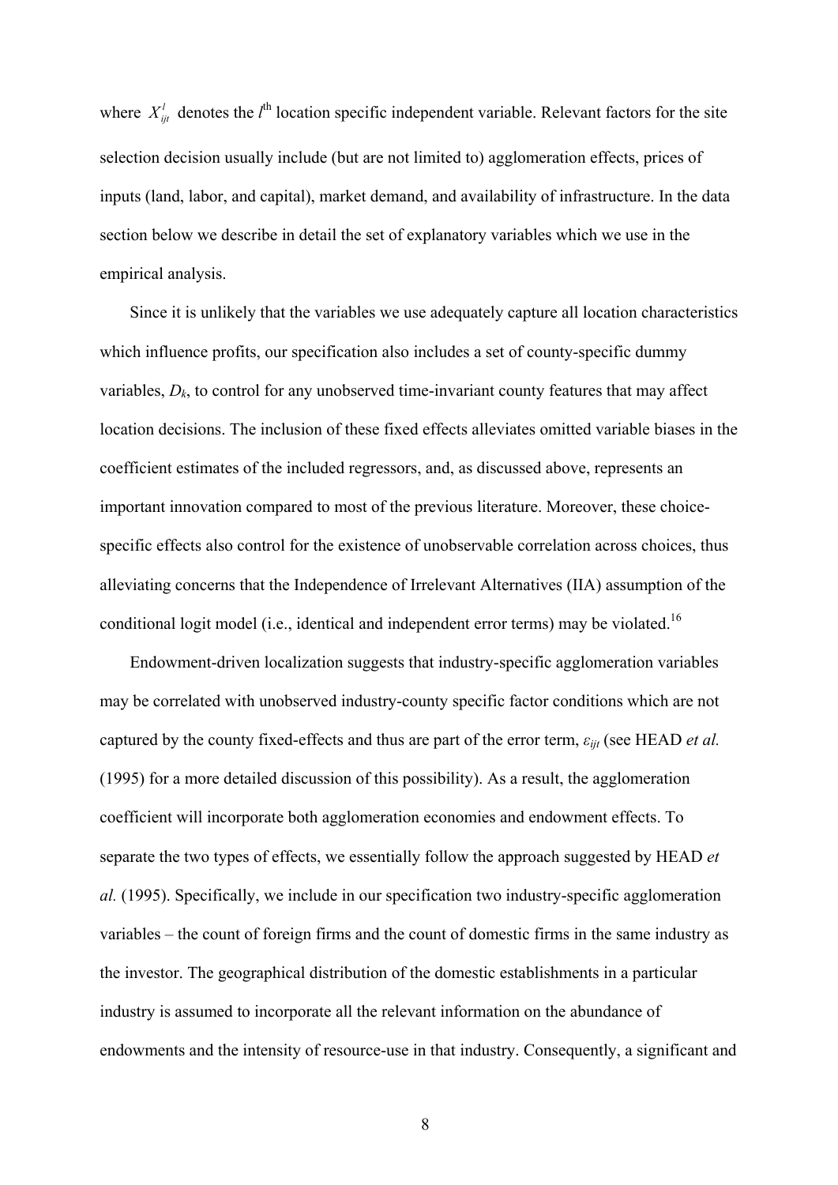where $X_{ijt}^{l}$ denotes the $l^{\text{th}}$ location specific independent variable. Relevant factors for the site selection decision usually include (but are not limited to) agglomeration effects, prices of inputs (land, labor, and capital), market demand, and availability of infrastructure. In the data section below we describe in detail the set of explanatory variables which we use in the empirical analysis.

Since it is unlikely that the variables we use adequately capture all location characteristics which influence profits, our specification also includes a set of county-specific dummy variables, $D_k$, to control for any unobserved time-invariant county features that may affect location decisions. The inclusion of these fixed effects alleviates omitted variable biases in the coefficient estimates of the included regressors, and, as discussed above, represents an important innovation compared to most of the previous literature. Moreover, these choice-specific effects also control for the existence of unobservable correlation across choices, thus alleviating concerns that the Independence of Irrelevant Alternatives (IIA) assumption of the conditional logit model (i.e., identical and independent error terms) may be violated.[16]

Endowment-driven localization suggests that industry-specific agglomeration variables may be correlated with unobserved industry-county specific factor conditions which are not captured by the county fixed-effects and thus are part of the error term, $\varepsilon_{ijt}$ (see HEAD *et al.* (1995) for a more detailed discussion of this possibility). As a result, the agglomeration coefficient will incorporate both agglomeration economies and endowment effects. To separate the two types of effects, we essentially follow the approach suggested by HEAD *et al.* (1995). Specifically, we include in our specification two industry-specific agglomeration variables – the count of foreign firms and the count of domestic firms in the same industry as the investor. The geographical distribution of the domestic establishments in a particular industry is assumed to incorporate all the relevant information on the abundance of endowments and the intensity of resource-use in that industry. Consequently, a significant and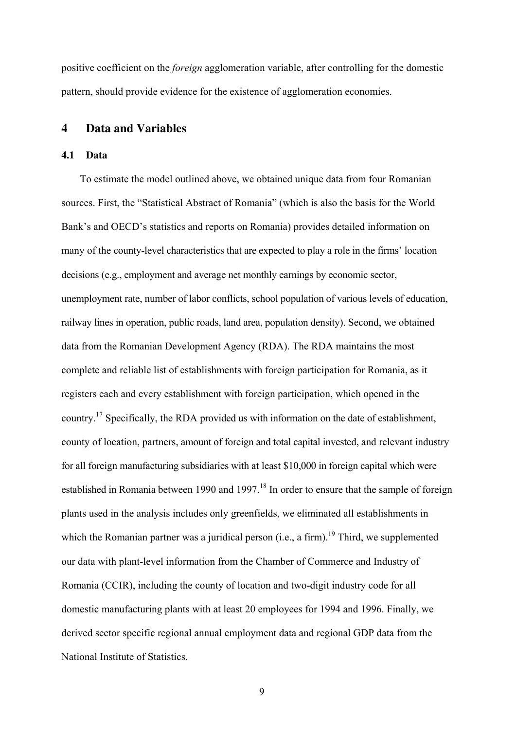positive coefficient on the *foreign* agglomeration variable, after controlling for the domestic pattern, should provide evidence for the existence of agglomeration economies.

## 4 Data and Variables

### 4.1 Data

To estimate the model outlined above, we obtained unique data from four Romanian sources. First, the "Statistical Abstract of Romania" (which is also the basis for the World Bank's and OECD's statistics and reports on Romania) provides detailed information on many of the county-level characteristics that are expected to play a role in the firms' location decisions (e.g., employment and average net monthly earnings by economic sector, unemployment rate, number of labor conflicts, school population of various levels of education, railway lines in operation, public roads, land area, population density). Second, we obtained data from the Romanian Development Agency (RDA). The RDA maintains the most complete and reliable list of establishments with foreign participation for Romania, as it registers each and every establishment with foreign participation, which opened in the country.[17] Specifically, the RDA provided us with information on the date of establishment, county of location, partners, amount of foreign and total capital invested, and relevant industry for all foreign manufacturing subsidiaries with at least \$10,000 in foreign capital which were established in Romania between 1990 and 1997.[18] In order to ensure that the sample of foreign plants used in the analysis includes only greenfields, we eliminated all establishments in which the Romanian partner was a juridical person (i.e., a firm).[19] Third, we supplemented our data with plant-level information from the Chamber of Commerce and Industry of Romania (CCIR), including the county of location and two-digit industry code for all domestic manufacturing plants with at least 20 employees for 1994 and 1996. Finally, we derived sector specific regional annual employment data and regional GDP data from the National Institute of Statistics.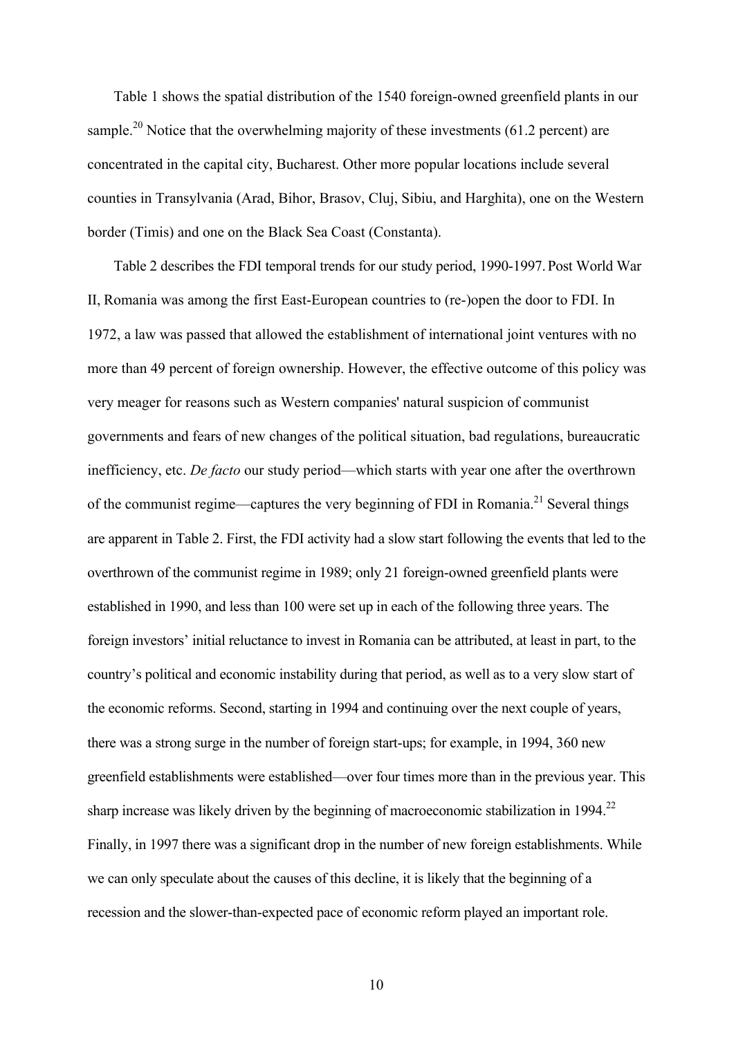Table 1 shows the spatial distribution of the 1540 foreign-owned greenfield plants in our sample.[20] Notice that the overwhelming majority of these investments (61.2 percent) are concentrated in the capital city, Bucharest. Other more popular locations include several counties in Transylvania (Arad, Bihor, Brasov, Cluj, Sibiu, and Harghita), one on the Western border (Timis) and one on the Black Sea Coast (Constanta).

Table 2 describes the FDI temporal trends for our study period, 1990-1997. Post World War II, Romania was among the first East-European countries to (re-)open the door to FDI. In 1972, a law was passed that allowed the establishment of international joint ventures with no more than 49 percent of foreign ownership. However, the effective outcome of this policy was very meager for reasons such as Western companies' natural suspicion of communist governments and fears of new changes of the political situation, bad regulations, bureaucratic inefficiency, etc. *De facto* our study period—which starts with year one after the overthrown of the communist regime—captures the very beginning of FDI in Romania.[21] Several things are apparent in Table 2. First, the FDI activity had a slow start following the events that led to the overthrown of the communist regime in 1989; only 21 foreign-owned greenfield plants were established in 1990, and less than 100 were set up in each of the following three years. The foreign investors' initial reluctance to invest in Romania can be attributed, at least in part, to the country's political and economic instability during that period, as well as to a very slow start of the economic reforms. Second, starting in 1994 and continuing over the next couple of years, there was a strong surge in the number of foreign start-ups; for example, in 1994, 360 new greenfield establishments were established—over four times more than in the previous year. This sharp increase was likely driven by the beginning of macroeconomic stabilization in 1994.[22] Finally, in 1997 there was a significant drop in the number of new foreign establishments. While we can only speculate about the causes of this decline, it is likely that the beginning of a recession and the slower-than-expected pace of economic reform played an important role.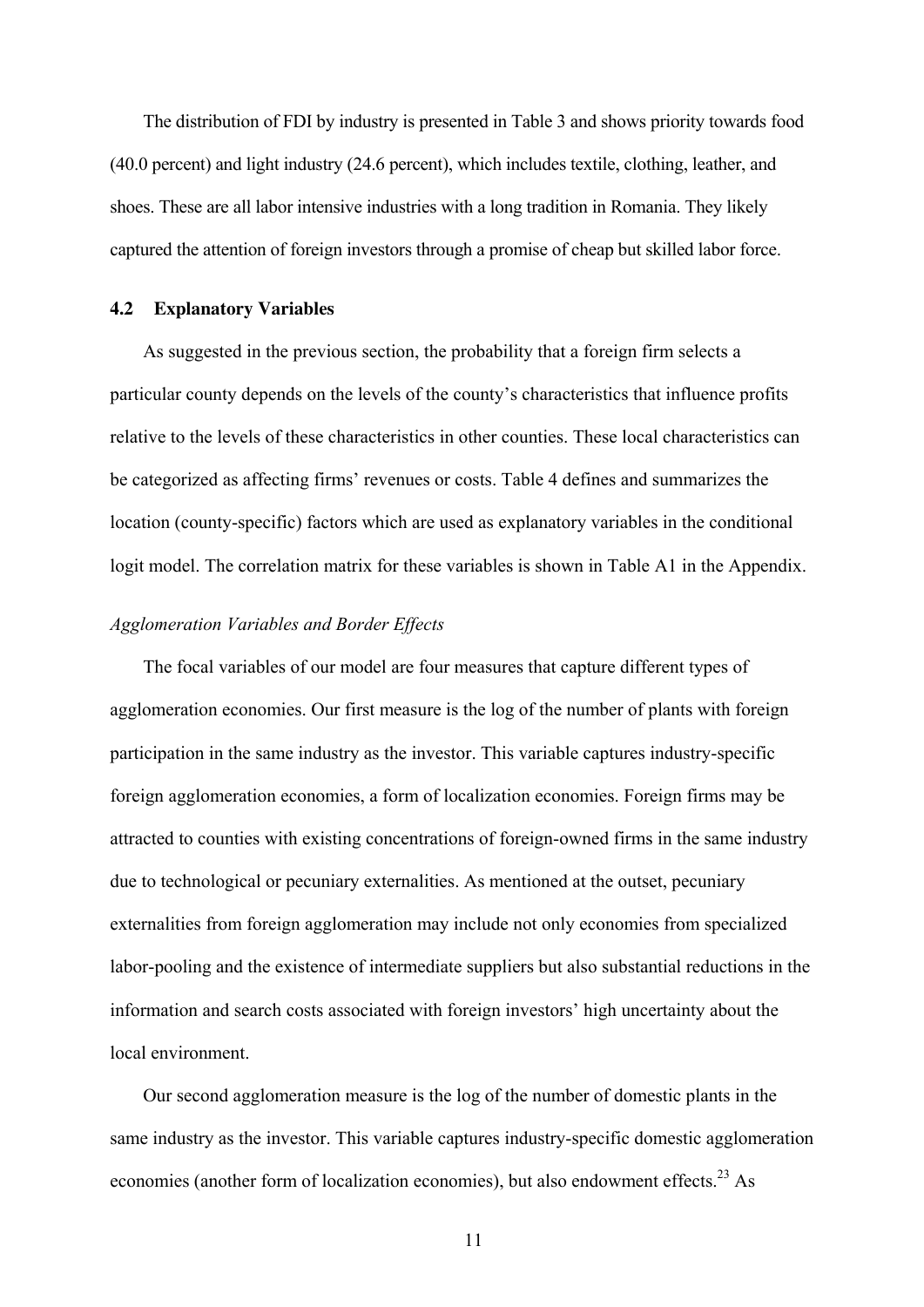The distribution of FDI by industry is presented in Table 3 and shows priority towards food (40.0 percent) and light industry (24.6 percent), which includes textile, clothing, leather, and shoes. These are all labor intensive industries with a long tradition in Romania. They likely captured the attention of foreign investors through a promise of cheap but skilled labor force.

### 4.2 Explanatory Variables

As suggested in the previous section, the probability that a foreign firm selects a particular county depends on the levels of the county's characteristics that influence profits relative to the levels of these characteristics in other counties. These local characteristics can be categorized as affecting firms' revenues or costs. Table 4 defines and summarizes the location (county-specific) factors which are used as explanatory variables in the conditional logit model. The correlation matrix for these variables is shown in Table A1 in the Appendix.

*Agglomeration Variables and Border Effects*

The focal variables of our model are four measures that capture different types of agglomeration economies. Our first measure is the log of the number of plants with foreign participation in the same industry as the investor. This variable captures industry-specific foreign agglomeration economies, a form of localization economies. Foreign firms may be attracted to counties with existing concentrations of foreign-owned firms in the same industry due to technological or pecuniary externalities. As mentioned at the outset, pecuniary externalities from foreign agglomeration may include not only economies from specialized labor-pooling and the existence of intermediate suppliers but also substantial reductions in the information and search costs associated with foreign investors' high uncertainty about the local environment.

Our second agglomeration measure is the log of the number of domestic plants in the same industry as the investor. This variable captures industry-specific domestic agglomeration economies (another form of localization economies), but also endowment effects.[23] As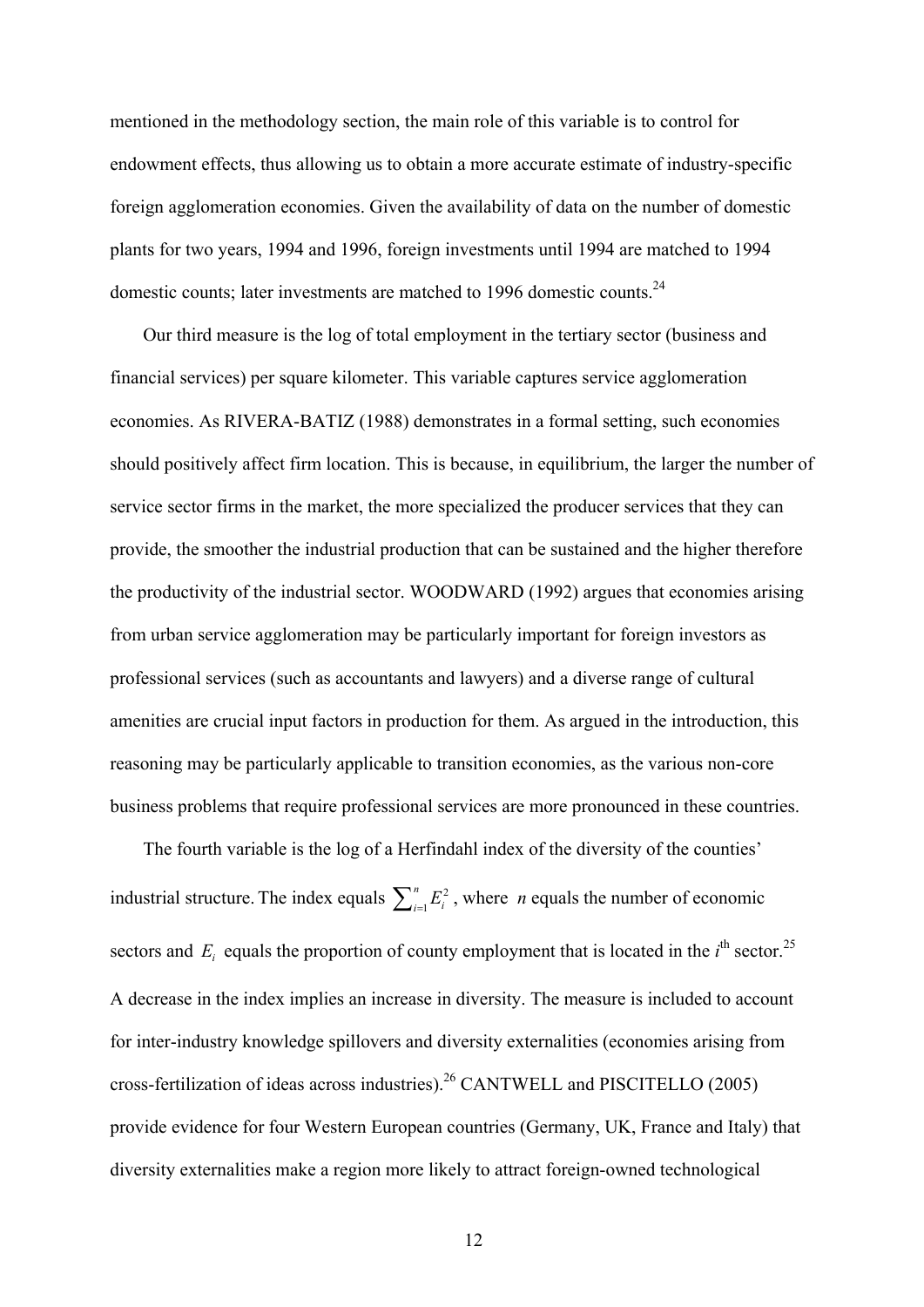mentioned in the methodology section, the main role of this variable is to control for endowment effects, thus allowing us to obtain a more accurate estimate of industry-specific foreign agglomeration economies. Given the availability of data on the number of domestic plants for two years, 1994 and 1996, foreign investments until 1994 are matched to 1994 domestic counts; later investments are matched to 1996 domestic counts.[24]

Our third measure is the log of total employment in the tertiary sector (business and financial services) per square kilometer. This variable captures service agglomeration economies. As RIVERA-BATIZ (1988) demonstrates in a formal setting, such economies should positively affect firm location. This is because, in equilibrium, the larger the number of service sector firms in the market, the more specialized the producer services that they can provide, the smoother the industrial production that can be sustained and the higher therefore the productivity of the industrial sector. WOODWARD (1992) argues that economies arising from urban service agglomeration may be particularly important for foreign investors as professional services (such as accountants and lawyers) and a diverse range of cultural amenities are crucial input factors in production for them. As argued in the introduction, this reasoning may be particularly applicable to transition economies, as the various non-core business problems that require professional services are more pronounced in these countries.

The fourth variable is the log of a Herfindahl index of the diversity of the counties' industrial structure. The index equals $\sum_{i=1}^{n} E_i^2$, where $n$ equals the number of economic sectors and $E_i$ equals the proportion of county employment that is located in the $i^{\text{th}}$ sector.[25] A decrease in the index implies an increase in diversity. The measure is included to account for inter-industry knowledge spillovers and diversity externalities (economies arising from cross-fertilization of ideas across industries).[26] CANTWELL and PISCITELLO (2005) provide evidence for four Western European countries (Germany, UK, France and Italy) that diversity externalities make a region more likely to attract foreign-owned technological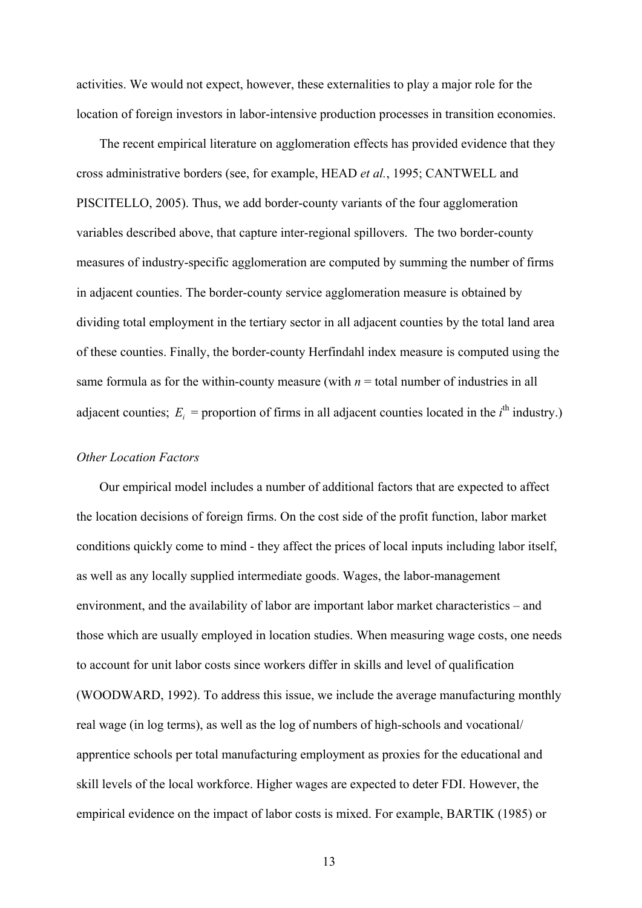activities. We would not expect, however, these externalities to play a major role for the location of foreign investors in labor-intensive production processes in transition economies.

The recent empirical literature on agglomeration effects has provided evidence that they cross administrative borders (see, for example, HEAD *et al.*, 1995; CANTWELL and PISCITELLO, 2005). Thus, we add border-county variants of the four agglomeration variables described above, that capture inter-regional spillovers. The two border-county measures of industry-specific agglomeration are computed by summing the number of firms in adjacent counties. The border-county service agglomeration measure is obtained by dividing total employment in the tertiary sector in all adjacent counties by the total land area of these counties. Finally, the border-county Herfindahl index measure is computed using the same formula as for the within-county measure (with $n$ = total number of industries in all adjacent counties; $E_i$ = proportion of firms in all adjacent counties located in the $i^{\text{th}}$ industry.)

*Other Location Factors*

Our empirical model includes a number of additional factors that are expected to affect the location decisions of foreign firms. On the cost side of the profit function, labor market conditions quickly come to mind - they affect the prices of local inputs including labor itself, as well as any locally supplied intermediate goods. Wages, the labor-management environment, and the availability of labor are important labor market characteristics – and those which are usually employed in location studies. When measuring wage costs, one needs to account for unit labor costs since workers differ in skills and level of qualification (WOODWARD, 1992). To address this issue, we include the average manufacturing monthly real wage (in log terms), as well as the log of numbers of high-schools and vocational/ apprentice schools per total manufacturing employment as proxies for the educational and skill levels of the local workforce. Higher wages are expected to deter FDI. However, the empirical evidence on the impact of labor costs is mixed. For example, BARTIK (1985) or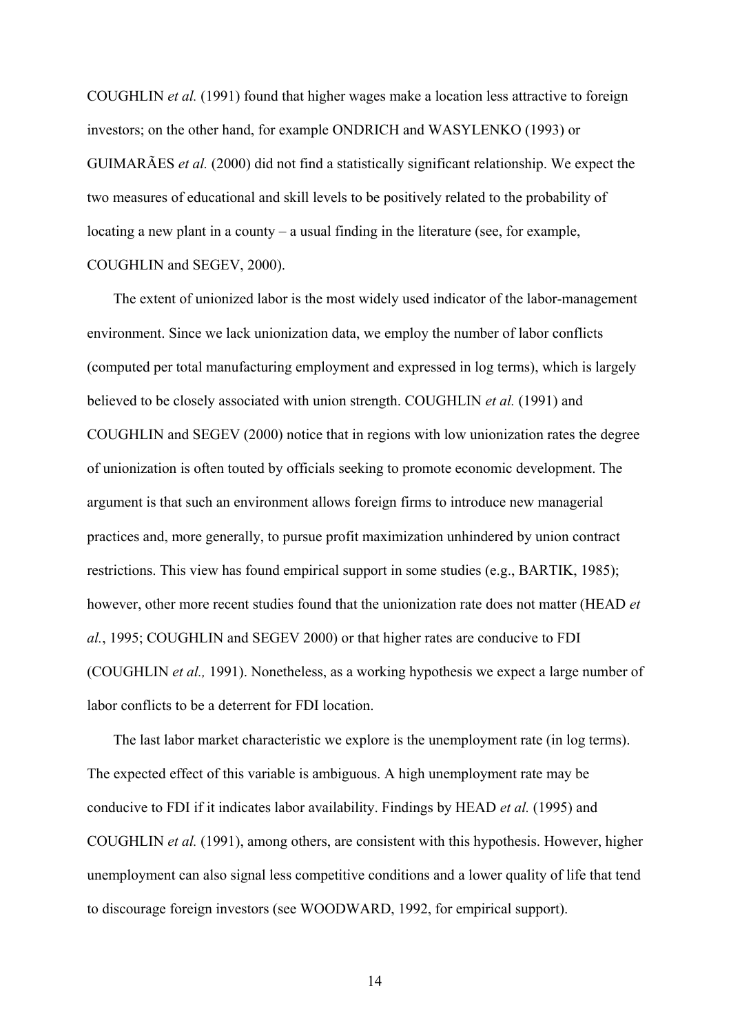COUGHLIN *et al.* (1991) found that higher wages make a location less attractive to foreign investors; on the other hand, for example ONDRICH and WASYLENKO (1993) or GUIMARÃES *et al.* (2000) did not find a statistically significant relationship. We expect the two measures of educational and skill levels to be positively related to the probability of locating a new plant in a county – a usual finding in the literature (see, for example, COUGHLIN and SEGEV, 2000).

The extent of unionized labor is the most widely used indicator of the labor-management environment. Since we lack unionization data, we employ the number of labor conflicts (computed per total manufacturing employment and expressed in log terms), which is largely believed to be closely associated with union strength. COUGHLIN *et al.* (1991) and COUGHLIN and SEGEV (2000) notice that in regions with low unionization rates the degree of unionization is often touted by officials seeking to promote economic development. The argument is that such an environment allows foreign firms to introduce new managerial practices and, more generally, to pursue profit maximization unhindered by union contract restrictions. This view has found empirical support in some studies (e.g., BARTIK, 1985); however, other more recent studies found that the unionization rate does not matter (HEAD *et al.*, 1995; COUGHLIN and SEGEV 2000) or that higher rates are conducive to FDI (COUGHLIN *et al.,* 1991). Nonetheless, as a working hypothesis we expect a large number of labor conflicts to be a deterrent for FDI location.

The last labor market characteristic we explore is the unemployment rate (in log terms). The expected effect of this variable is ambiguous. A high unemployment rate may be conducive to FDI if it indicates labor availability. Findings by HEAD *et al.* (1995) and COUGHLIN *et al.* (1991), among others, are consistent with this hypothesis. However, higher unemployment can also signal less competitive conditions and a lower quality of life that tend to discourage foreign investors (see WOODWARD, 1992, for empirical support).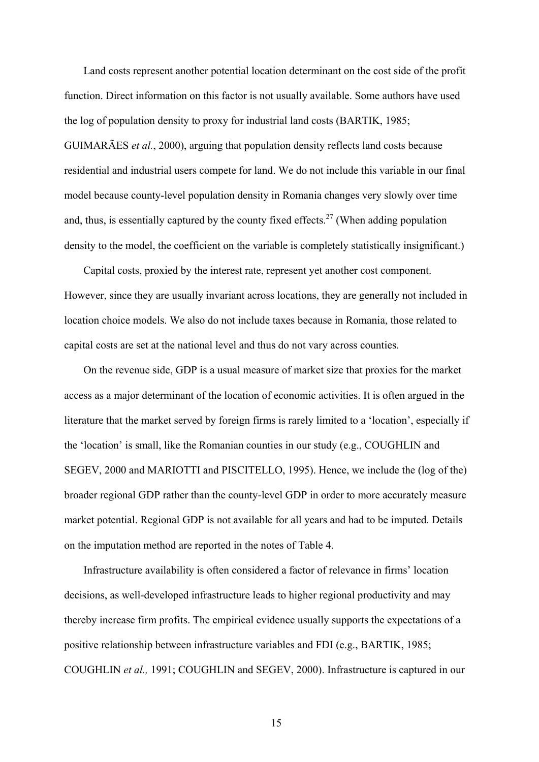Land costs represent another potential location determinant on the cost side of the profit function. Direct information on this factor is not usually available. Some authors have used the log of population density to proxy for industrial land costs (BARTIK, 1985; GUIMARÃES *et al.*, 2000), arguing that population density reflects land costs because residential and industrial users compete for land. We do not include this variable in our final model because county-level population density in Romania changes very slowly over time and, thus, is essentially captured by the county fixed effects.[27] (When adding population density to the model, the coefficient on the variable is completely statistically insignificant.)

Capital costs, proxied by the interest rate, represent yet another cost component. However, since they are usually invariant across locations, they are generally not included in location choice models. We also do not include taxes because in Romania, those related to capital costs are set at the national level and thus do not vary across counties.

On the revenue side, GDP is a usual measure of market size that proxies for the market access as a major determinant of the location of economic activities. It is often argued in the literature that the market served by foreign firms is rarely limited to a 'location', especially if the 'location' is small, like the Romanian counties in our study (e.g., COUGHLIN and SEGEV, 2000 and MARIOTTI and PISCITELLO, 1995). Hence, we include the (log of the) broader regional GDP rather than the county-level GDP in order to more accurately measure market potential. Regional GDP is not available for all years and had to be imputed. Details on the imputation method are reported in the notes of Table 4.

Infrastructure availability is often considered a factor of relevance in firms' location decisions, as well-developed infrastructure leads to higher regional productivity and may thereby increase firm profits. The empirical evidence usually supports the expectations of a positive relationship between infrastructure variables and FDI (e.g., BARTIK, 1985; COUGHLIN *et al.,* 1991; COUGHLIN and SEGEV, 2000). Infrastructure is captured in our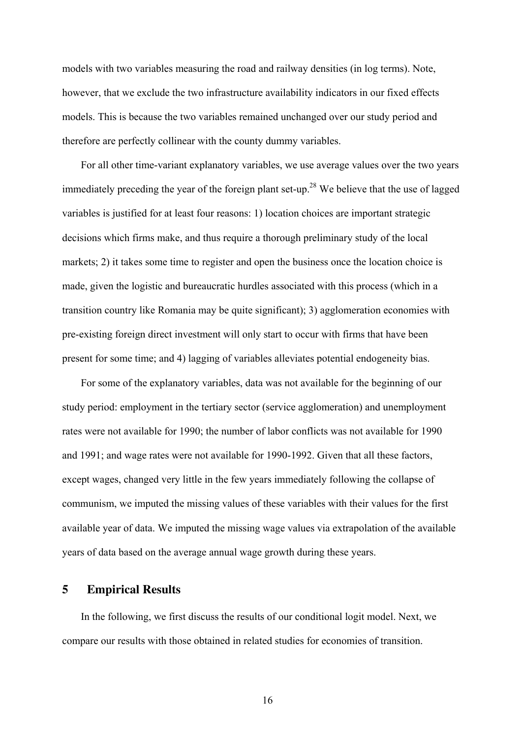models with two variables measuring the road and railway densities (in log terms). Note, however, that we exclude the two infrastructure availability indicators in our fixed effects models. This is because the two variables remained unchanged over our study period and therefore are perfectly collinear with the county dummy variables.

For all other time-variant explanatory variables, we use average values over the two years immediately preceding the year of the foreign plant set-up.[28] We believe that the use of lagged variables is justified for at least four reasons: 1) location choices are important strategic decisions which firms make, and thus require a thorough preliminary study of the local markets; 2) it takes some time to register and open the business once the location choice is made, given the logistic and bureaucratic hurdles associated with this process (which in a transition country like Romania may be quite significant); 3) agglomeration economies with pre-existing foreign direct investment will only start to occur with firms that have been present for some time; and 4) lagging of variables alleviates potential endogeneity bias.

For some of the explanatory variables, data was not available for the beginning of our study period: employment in the tertiary sector (service agglomeration) and unemployment rates were not available for 1990; the number of labor conflicts was not available for 1990 and 1991; and wage rates were not available for 1990-1992. Given that all these factors, except wages, changed very little in the few years immediately following the collapse of communism, we imputed the missing values of these variables with their values for the first available year of data. We imputed the missing wage values via extrapolation of the available years of data based on the average annual wage growth during these years.

## 5 Empirical Results

In the following, we first discuss the results of our conditional logit model. Next, we compare our results with those obtained in related studies for economies of transition.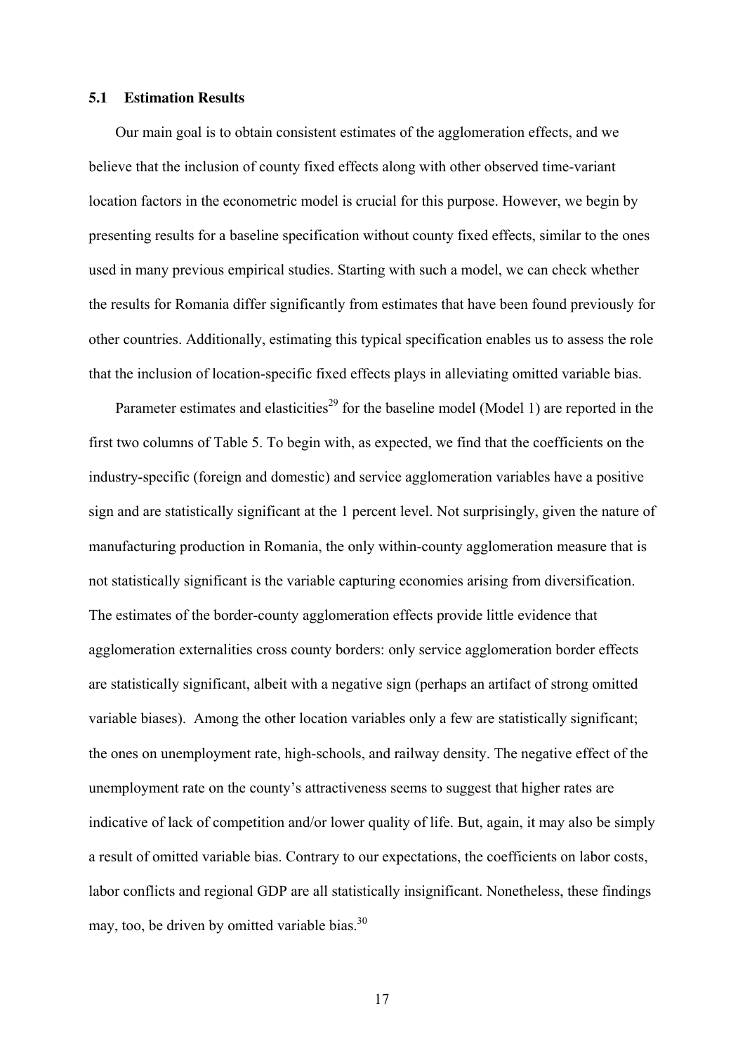### 5.1 Estimation Results

Our main goal is to obtain consistent estimates of the agglomeration effects, and we believe that the inclusion of county fixed effects along with other observed time-variant location factors in the econometric model is crucial for this purpose. However, we begin by presenting results for a baseline specification without county fixed effects, similar to the ones used in many previous empirical studies. Starting with such a model, we can check whether the results for Romania differ significantly from estimates that have been found previously for other countries. Additionally, estimating this typical specification enables us to assess the role that the inclusion of location-specific fixed effects plays in alleviating omitted variable bias.

Parameter estimates and elasticities[29] for the baseline model (Model 1) are reported in the first two columns of Table 5. To begin with, as expected, we find that the coefficients on the industry-specific (foreign and domestic) and service agglomeration variables have a positive sign and are statistically significant at the 1 percent level. Not surprisingly, given the nature of manufacturing production in Romania, the only within-county agglomeration measure that is not statistically significant is the variable capturing economies arising from diversification. The estimates of the border-county agglomeration effects provide little evidence that agglomeration externalities cross county borders: only service agglomeration border effects are statistically significant, albeit with a negative sign (perhaps an artifact of strong omitted variable biases). Among the other location variables only a few are statistically significant; the ones on unemployment rate, high-schools, and railway density. The negative effect of the unemployment rate on the county's attractiveness seems to suggest that higher rates are indicative of lack of competition and/or lower quality of life. But, again, it may also be simply a result of omitted variable bias. Contrary to our expectations, the coefficients on labor costs, labor conflicts and regional GDP are all statistically insignificant. Nonetheless, these findings may, too, be driven by omitted variable bias.[30]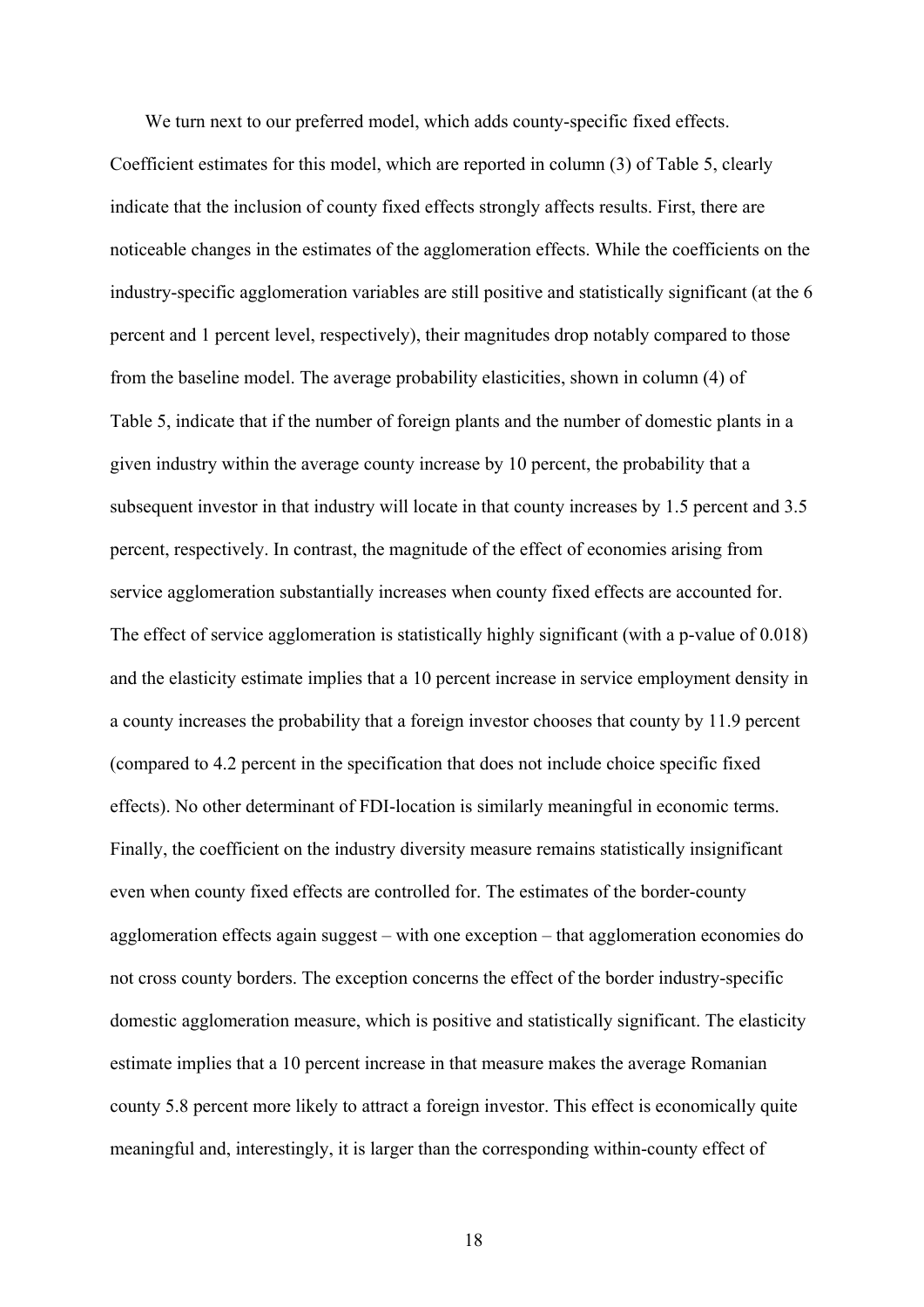We turn next to our preferred model, which adds county-specific fixed effects. Coefficient estimates for this model, which are reported in column (3) of Table 5, clearly indicate that the inclusion of county fixed effects strongly affects results. First, there are noticeable changes in the estimates of the agglomeration effects. While the coefficients on the industry-specific agglomeration variables are still positive and statistically significant (at the 6 percent and 1 percent level, respectively), their magnitudes drop notably compared to those from the baseline model. The average probability elasticities, shown in column (4) of Table 5, indicate that if the number of foreign plants and the number of domestic plants in a given industry within the average county increase by 10 percent, the probability that a subsequent investor in that industry will locate in that county increases by 1.5 percent and 3.5 percent, respectively. In contrast, the magnitude of the effect of economies arising from service agglomeration substantially increases when county fixed effects are accounted for. The effect of service agglomeration is statistically highly significant (with a p-value of 0.018) and the elasticity estimate implies that a 10 percent increase in service employment density in a county increases the probability that a foreign investor chooses that county by 11.9 percent (compared to 4.2 percent in the specification that does not include choice specific fixed effects). No other determinant of FDI-location is similarly meaningful in economic terms. Finally, the coefficient on the industry diversity measure remains statistically insignificant even when county fixed effects are controlled for. The estimates of the border-county agglomeration effects again suggest – with one exception – that agglomeration economies do not cross county borders. The exception concerns the effect of the border industry-specific domestic agglomeration measure, which is positive and statistically significant. The elasticity estimate implies that a 10 percent increase in that measure makes the average Romanian county 5.8 percent more likely to attract a foreign investor. This effect is economically quite meaningful and, interestingly, it is larger than the corresponding within-county effect of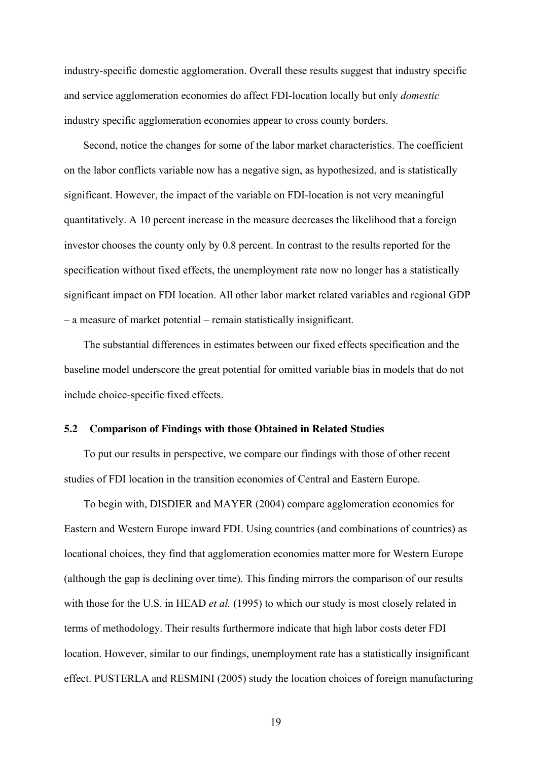industry-specific domestic agglomeration. Overall these results suggest that industry specific and service agglomeration economies do affect FDI-location locally but only *domestic* industry specific agglomeration economies appear to cross county borders.

Second, notice the changes for some of the labor market characteristics. The coefficient on the labor conflicts variable now has a negative sign, as hypothesized, and is statistically significant. However, the impact of the variable on FDI-location is not very meaningful quantitatively. A 10 percent increase in the measure decreases the likelihood that a foreign investor chooses the county only by 0.8 percent. In contrast to the results reported for the specification without fixed effects, the unemployment rate now no longer has a statistically significant impact on FDI location. All other labor market related variables and regional GDP – a measure of market potential – remain statistically insignificant.

The substantial differences in estimates between our fixed effects specification and the baseline model underscore the great potential for omitted variable bias in models that do not include choice-specific fixed effects.

### 5.2 Comparison of Findings with those Obtained in Related Studies

To put our results in perspective, we compare our findings with those of other recent studies of FDI location in the transition economies of Central and Eastern Europe.

To begin with, DISDIER and MAYER (2004) compare agglomeration economies for Eastern and Western Europe inward FDI. Using countries (and combinations of countries) as locational choices, they find that agglomeration economies matter more for Western Europe (although the gap is declining over time). This finding mirrors the comparison of our results with those for the U.S. in HEAD *et al.* (1995) to which our study is most closely related in terms of methodology. Their results furthermore indicate that high labor costs deter FDI location. However, similar to our findings, unemployment rate has a statistically insignificant effect. PUSTERLA and RESMINI (2005) study the location choices of foreign manufacturing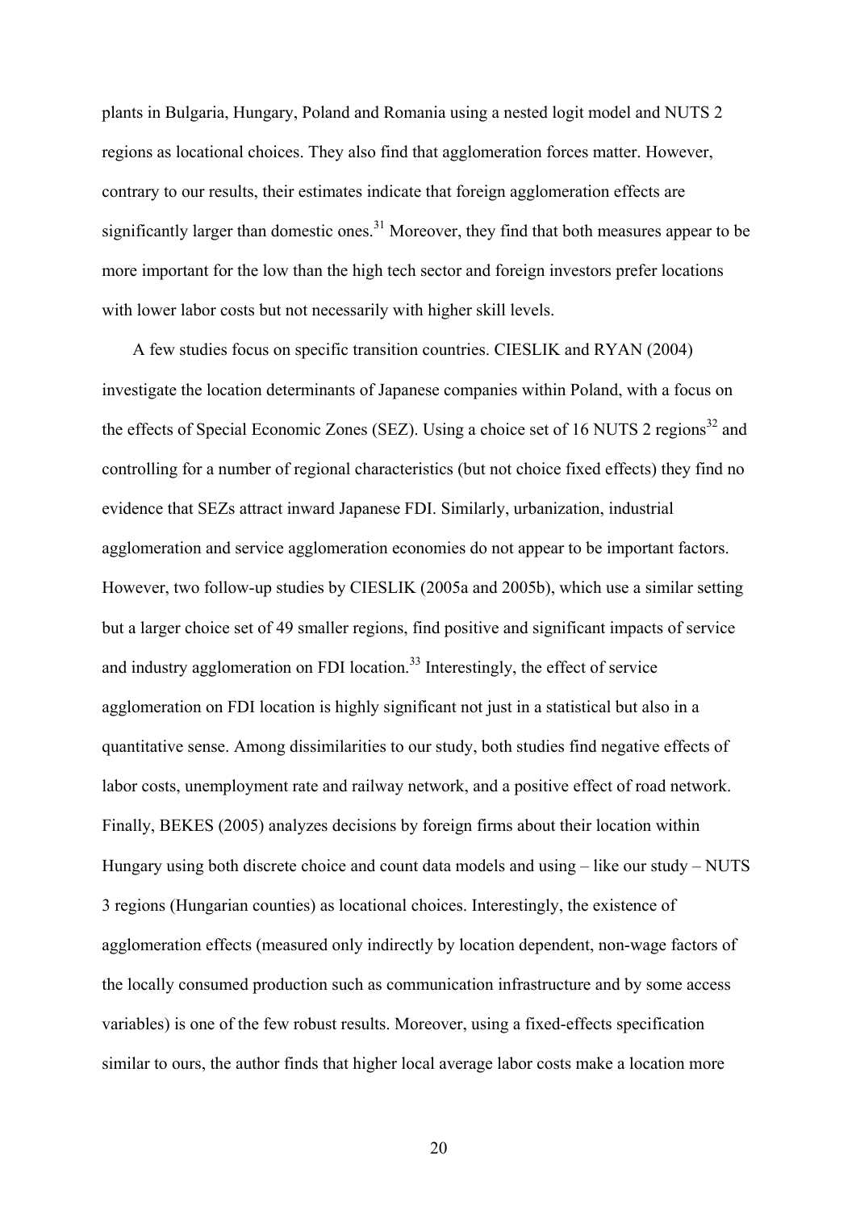plants in Bulgaria, Hungary, Poland and Romania using a nested logit model and NUTS 2 regions as locational choices. They also find that agglomeration forces matter. However, contrary to our results, their estimates indicate that foreign agglomeration effects are significantly larger than domestic ones.[31] Moreover, they find that both measures appear to be more important for the low than the high tech sector and foreign investors prefer locations with lower labor costs but not necessarily with higher skill levels.

A few studies focus on specific transition countries. CIESLIK and RYAN (2004) investigate the location determinants of Japanese companies within Poland, with a focus on the effects of Special Economic Zones (SEZ). Using a choice set of 16 NUTS 2 regions[32] and controlling for a number of regional characteristics (but not choice fixed effects) they find no evidence that SEZs attract inward Japanese FDI. Similarly, urbanization, industrial agglomeration and service agglomeration economies do not appear to be important factors. However, two follow-up studies by CIESLIK (2005a and 2005b), which use a similar setting but a larger choice set of 49 smaller regions, find positive and significant impacts of service and industry agglomeration on FDI location.[33] Interestingly, the effect of service agglomeration on FDI location is highly significant not just in a statistical but also in a quantitative sense. Among dissimilarities to our study, both studies find negative effects of labor costs, unemployment rate and railway network, and a positive effect of road network. Finally, BEKES (2005) analyzes decisions by foreign firms about their location within Hungary using both discrete choice and count data models and using – like our study – NUTS 3 regions (Hungarian counties) as locational choices. Interestingly, the existence of agglomeration effects (measured only indirectly by location dependent, non-wage factors of the locally consumed production such as communication infrastructure and by some access variables) is one of the few robust results. Moreover, using a fixed-effects specification similar to ours, the author finds that higher local average labor costs make a location more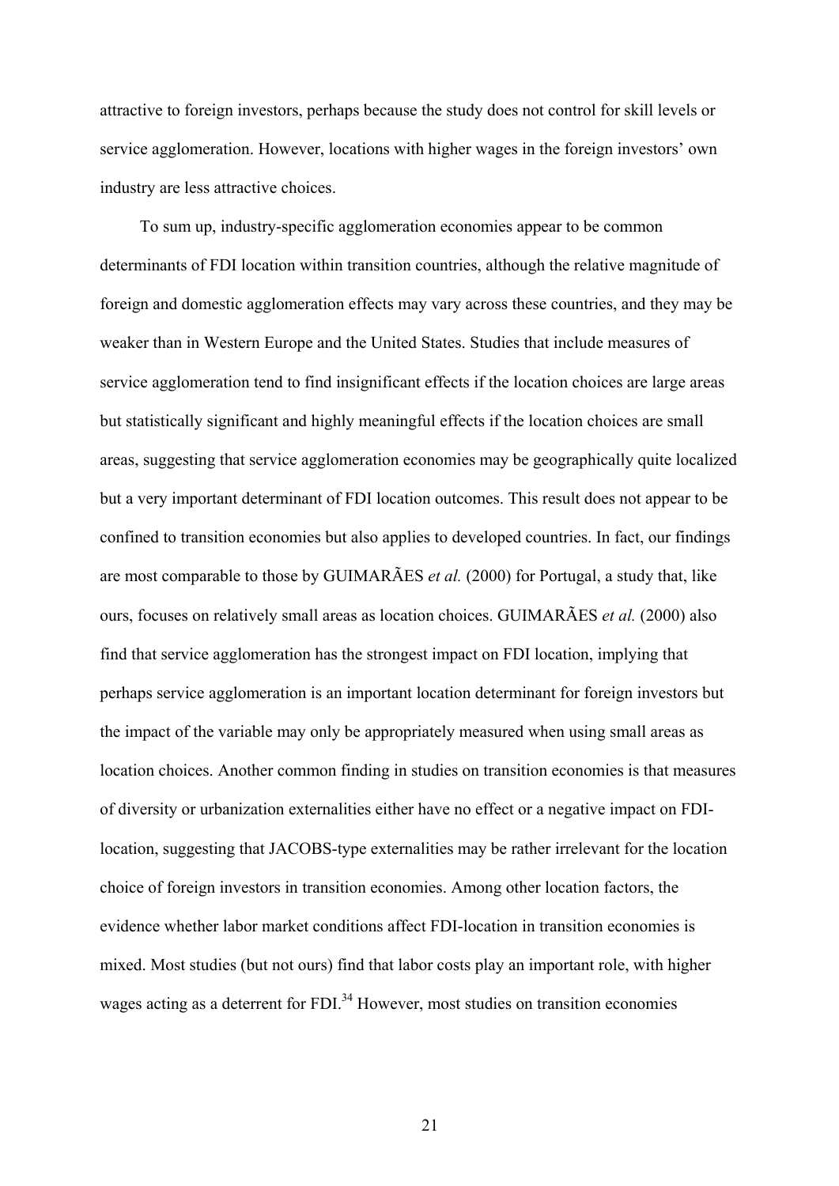attractive to foreign investors, perhaps because the study does not control for skill levels or service agglomeration. However, locations with higher wages in the foreign investors' own industry are less attractive choices.

To sum up, industry-specific agglomeration economies appear to be common determinants of FDI location within transition countries, although the relative magnitude of foreign and domestic agglomeration effects may vary across these countries, and they may be weaker than in Western Europe and the United States. Studies that include measures of service agglomeration tend to find insignificant effects if the location choices are large areas but statistically significant and highly meaningful effects if the location choices are small areas, suggesting that service agglomeration economies may be geographically quite localized but a very important determinant of FDI location outcomes. This result does not appear to be confined to transition economies but also applies to developed countries. In fact, our findings are most comparable to those by GUIMARÃES *et al.* (2000) for Portugal, a study that, like ours, focuses on relatively small areas as location choices. GUIMARÃES *et al.* (2000) also find that service agglomeration has the strongest impact on FDI location, implying that perhaps service agglomeration is an important location determinant for foreign investors but the impact of the variable may only be appropriately measured when using small areas as location choices. Another common finding in studies on transition economies is that measures of diversity or urbanization externalities either have no effect or a negative impact on FDI-location, suggesting that JACOBS-type externalities may be rather irrelevant for the location choice of foreign investors in transition economies. Among other location factors, the evidence whether labor market conditions affect FDI-location in transition economies is mixed. Most studies (but not ours) find that labor costs play an important role, with higher wages acting as a deterrent for FDI.[34] However, most studies on transition economies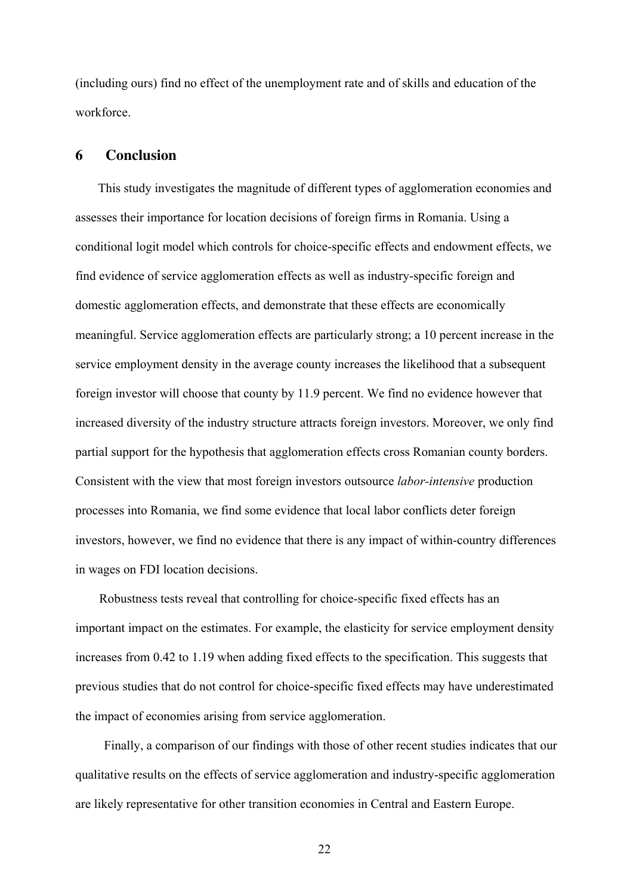(including ours) find no effect of the unemployment rate and of skills and education of the workforce.

## 6 Conclusion

This study investigates the magnitude of different types of agglomeration economies and assesses their importance for location decisions of foreign firms in Romania. Using a conditional logit model which controls for choice-specific effects and endowment effects, we find evidence of service agglomeration effects as well as industry-specific foreign and domestic agglomeration effects, and demonstrate that these effects are economically meaningful. Service agglomeration effects are particularly strong; a 10 percent increase in the service employment density in the average county increases the likelihood that a subsequent foreign investor will choose that county by 11.9 percent. We find no evidence however that increased diversity of the industry structure attracts foreign investors. Moreover, we only find partial support for the hypothesis that agglomeration effects cross Romanian county borders. Consistent with the view that most foreign investors outsource *labor-intensive* production processes into Romania, we find some evidence that local labor conflicts deter foreign investors, however, we find no evidence that there is any impact of within-country differences in wages on FDI location decisions.

Robustness tests reveal that controlling for choice-specific fixed effects has an important impact on the estimates. For example, the elasticity for service employment density increases from 0.42 to 1.19 when adding fixed effects to the specification. This suggests that previous studies that do not control for choice-specific fixed effects may have underestimated the impact of economies arising from service agglomeration.

Finally, a comparison of our findings with those of other recent studies indicates that our qualitative results on the effects of service agglomeration and industry-specific agglomeration are likely representative for other transition economies in Central and Eastern Europe.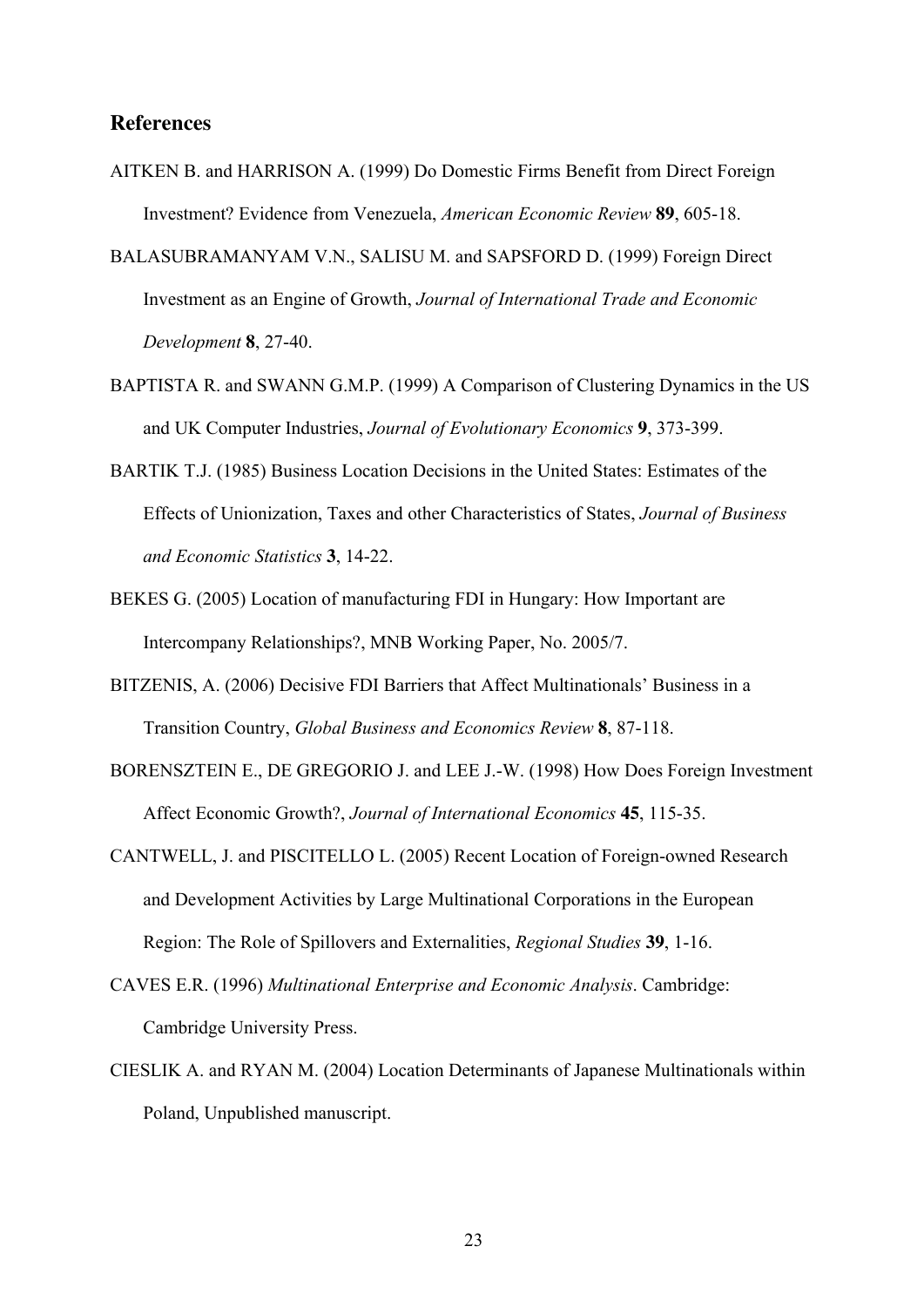## References

AITKEN B. and HARRISON A. (1999) Do Domestic Firms Benefit from Direct Foreign Investment? Evidence from Venezuela, *American Economic Review* **89**, 605-18.

BALASUBRAMANYAM V.N., SALISU M. and SAPSFORD D. (1999) Foreign Direct Investment as an Engine of Growth, *Journal of International Trade and Economic Development* **8**, 27-40.

BAPTISTA R. and SWANN G.M.P. (1999) A Comparison of Clustering Dynamics in the US and UK Computer Industries, *Journal of Evolutionary Economics* **9**, 373-399.

BARTIK T.J. (1985) Business Location Decisions in the United States: Estimates of the Effects of Unionization, Taxes and other Characteristics of States, *Journal of Business and Economic Statistics* **3**, 14-22.

BEKES G. (2005) Location of manufacturing FDI in Hungary: How Important are Intercompany Relationships?, MNB Working Paper, No. 2005/7.

BITZENIS, A. (2006) Decisive FDI Barriers that Affect Multinationals' Business in a Transition Country, *Global Business and Economics Review* **8**, 87-118.

BORENSZTEIN E., DE GREGORIO J. and LEE J.-W. (1998) How Does Foreign Investment Affect Economic Growth?, *Journal of International Economics* **45**, 115-35.

CANTWELL, J. and PISCITELLO L. (2005) Recent Location of Foreign-owned Research and Development Activities by Large Multinational Corporations in the European Region: The Role of Spillovers and Externalities, *Regional Studies* **39**, 1-16.

CAVES E.R. (1996) *Multinational Enterprise and Economic Analysis*. Cambridge: Cambridge University Press.

CIESLIK A. and RYAN M. (2004) Location Determinants of Japanese Multinationals within Poland, Unpublished manuscript.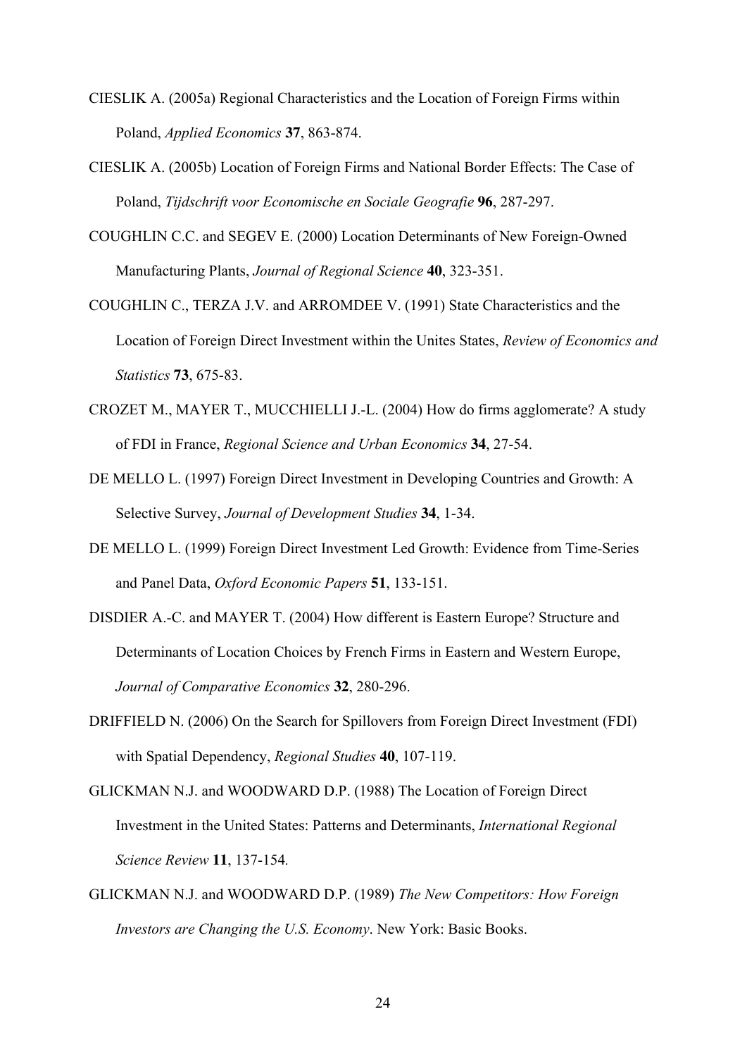CIESLIK A. (2005a) Regional Characteristics and the Location of Foreign Firms within Poland, *Applied Economics* **37**, 863-874.

CIESLIK A. (2005b) Location of Foreign Firms and National Border Effects: The Case of Poland, *Tijdschrift voor Economische en Sociale Geografie* **96**, 287-297.

COUGHLIN C.C. and SEGEV E. (2000) Location Determinants of New Foreign-Owned Manufacturing Plants, *Journal of Regional Science* **40**, 323-351.

COUGHLIN C., TERZA J.V. and ARROMDEE V. (1991) State Characteristics and the Location of Foreign Direct Investment within the Unites States, *Review of Economics and Statistics* **73**, 675-83.

CROZET M., MAYER T., MUCCHIELLI J.-L. (2004) How do firms agglomerate? A study of FDI in France, *Regional Science and Urban Economics* **34**, 27-54.

DE MELLO L. (1997) Foreign Direct Investment in Developing Countries and Growth: A Selective Survey, *Journal of Development Studies* **34**, 1-34.

DE MELLO L. (1999) Foreign Direct Investment Led Growth: Evidence from Time-Series and Panel Data, *Oxford Economic Papers* **51**, 133-151.

DISDIER A.-C. and MAYER T. (2004) How different is Eastern Europe? Structure and Determinants of Location Choices by French Firms in Eastern and Western Europe, *Journal of Comparative Economics* **32**, 280-296.

DRIFFIELD N. (2006) On the Search for Spillovers from Foreign Direct Investment (FDI) with Spatial Dependency, *Regional Studies* **40**, 107-119.

GLICKMAN N.J. and WOODWARD D.P. (1988) The Location of Foreign Direct Investment in the United States: Patterns and Determinants, *International Regional Science Review* **11**, 137-154*.*

GLICKMAN N.J. and WOODWARD D.P. (1989) *The New Competitors: How Foreign Investors are Changing the U.S. Economy*. New York: Basic Books.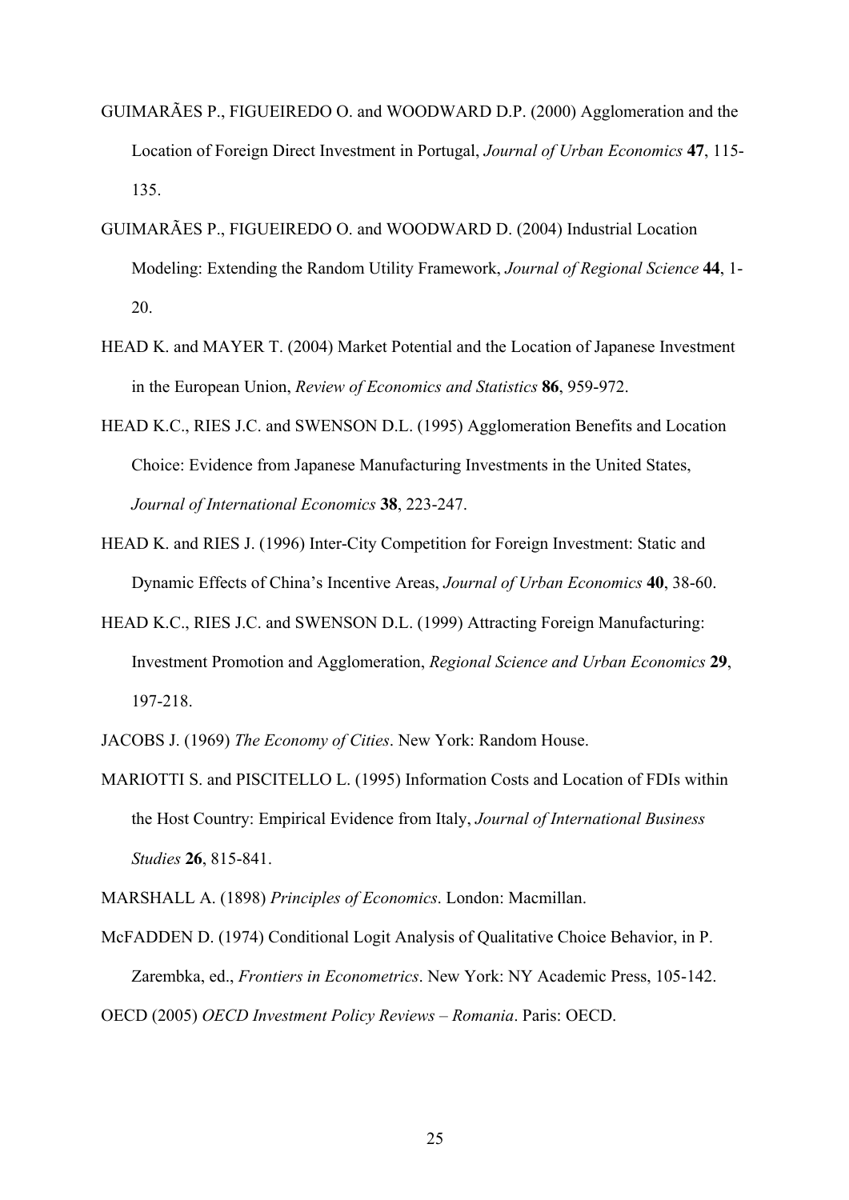GUIMARÃES P., FIGUEIREDO O. and WOODWARD D.P. (2000) Agglomeration and the Location of Foreign Direct Investment in Portugal, *Journal of Urban Economics* **47**, 115-135.

GUIMARÃES P., FIGUEIREDO O. and WOODWARD D. (2004) Industrial Location Modeling: Extending the Random Utility Framework, *Journal of Regional Science* **44**, 1-20.

HEAD K. and MAYER T. (2004) Market Potential and the Location of Japanese Investment in the European Union, *Review of Economics and Statistics* **86**, 959-972.

HEAD K.C., RIES J.C. and SWENSON D.L. (1995) Agglomeration Benefits and Location Choice: Evidence from Japanese Manufacturing Investments in the United States, *Journal of International Economics* **38**, 223-247.

HEAD K. and RIES J. (1996) Inter-City Competition for Foreign Investment: Static and Dynamic Effects of China's Incentive Areas, *Journal of Urban Economics* **40**, 38-60.

HEAD K.C., RIES J.C. and SWENSON D.L. (1999) Attracting Foreign Manufacturing: Investment Promotion and Agglomeration, *Regional Science and Urban Economics* **29**, 197-218.

JACOBS J. (1969) *The Economy of Cities*. New York: Random House.

MARIOTTI S. and PISCITELLO L. (1995) Information Costs and Location of FDIs within the Host Country: Empirical Evidence from Italy, *Journal of International Business Studies* **26**, 815-841.

MARSHALL A. (1898) *Principles of Economics*. London: Macmillan.

McFADDEN D. (1974) Conditional Logit Analysis of Qualitative Choice Behavior, in P. Zarembka, ed., *Frontiers in Econometrics*. New York: NY Academic Press, 105-142.

OECD (2005) *OECD Investment Policy Reviews – Romania*. Paris: OECD.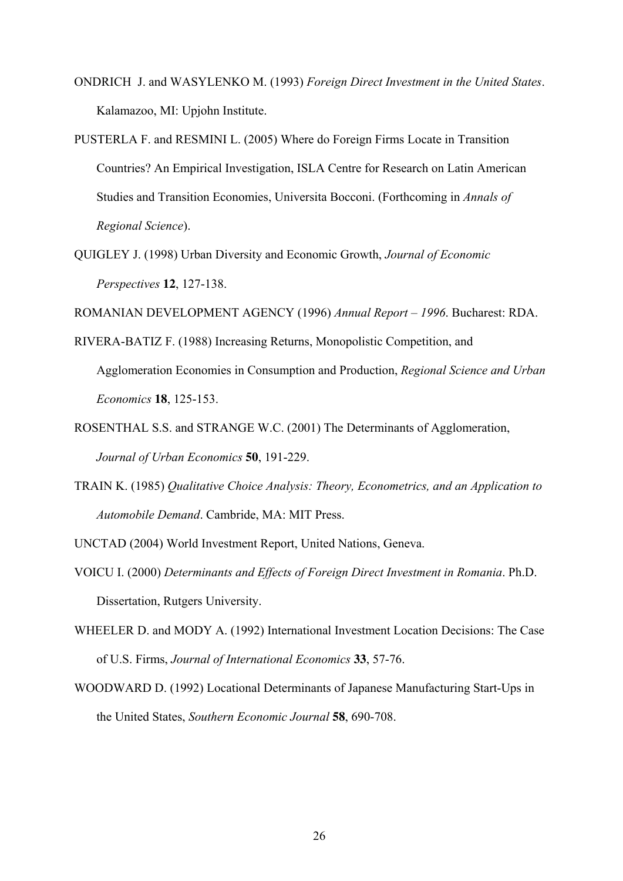ONDRICH J. and WASYLENKO M. (1993) *Foreign Direct Investment in the United States*. Kalamazoo, MI: Upjohn Institute.

PUSTERLA F. and RESMINI L. (2005) Where do Foreign Firms Locate in Transition Countries? An Empirical Investigation, ISLA Centre for Research on Latin American Studies and Transition Economies, Universita Bocconi. (Forthcoming in *Annals of Regional Science*).

QUIGLEY J. (1998) Urban Diversity and Economic Growth, *Journal of Economic Perspectives* **12**, 127-138.

ROMANIAN DEVELOPMENT AGENCY (1996) *Annual Report – 1996*. Bucharest: RDA.

RIVERA-BATIZ F. (1988) Increasing Returns, Monopolistic Competition, and Agglomeration Economies in Consumption and Production, *Regional Science and Urban Economics* **18**, 125-153.

ROSENTHAL S.S. and STRANGE W.C. (2001) The Determinants of Agglomeration, *Journal of Urban Economics* **50**, 191-229.

TRAIN K. (1985) *Qualitative Choice Analysis: Theory, Econometrics, and an Application to Automobile Demand*. Cambride, MA: MIT Press.

UNCTAD (2004) World Investment Report, United Nations, Geneva.

VOICU I. (2000) *Determinants and Effects of Foreign Direct Investment in Romania*. Ph.D. Dissertation, Rutgers University.

WHEELER D. and MODY A. (1992) International Investment Location Decisions: The Case of U.S. Firms, *Journal of International Economics* **33**, 57-76.

WOODWARD D. (1992) Locational Determinants of Japanese Manufacturing Start-Ups in the United States, *Southern Economic Journal* **58**, 690-708.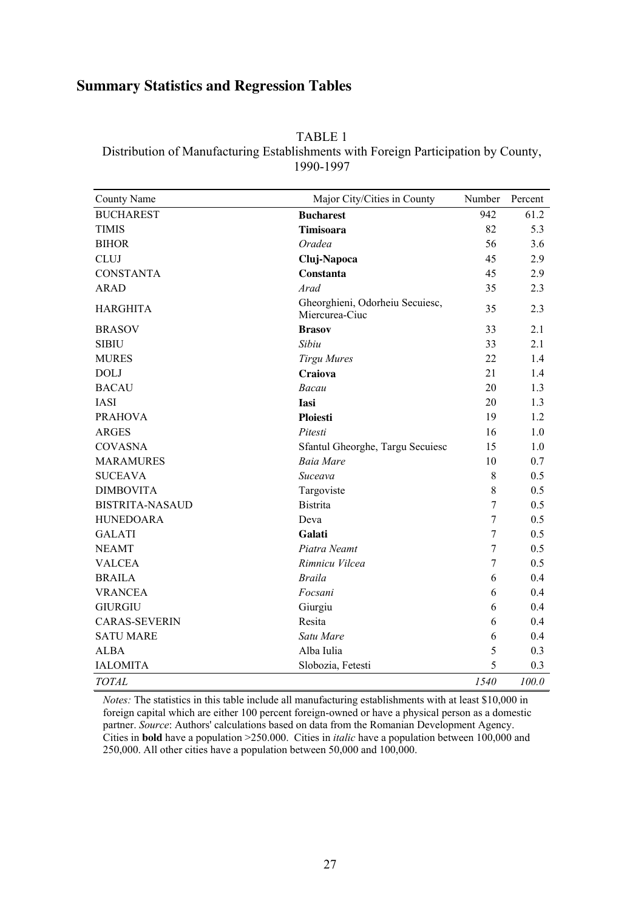## Summary Statistics and Regression Tables

TABLE 1
Distribution of Manufacturing Establishments with Foreign Participation by County, 1990-1997

| County Name | Major City/Cities in County | Number | Percent |
|---|---|---|---|
| BUCHAREST | **Bucharest** | 942 | 61.2 |
| TIMIS | **Timisoara** | 82 | 5.3 |
| BIHOR | *Oradea* | 56 | 3.6 |
| CLUJ | **Cluj-Napoca** | 45 | 2.9 |
| CONSTANTA | **Constanta** | 45 | 2.9 |
| ARAD | *Arad* | 35 | 2.3 |
| HARGHITA | Gheorghieni, Odorheiu Secuiesc, Miercurea-Ciuc | 35 | 2.3 |
| BRASOV | **Brasov** | 33 | 2.1 |
| SIBIU | *Sibiu* | 33 | 2.1 |
| MURES | *Tirgu Mures* | 22 | 1.4 |
| DOLJ | **Craiova** | 21 | 1.4 |
| BACAU | *Bacau* | 20 | 1.3 |
| IASI | **Iasi** | 20 | 1.3 |
| PRAHOVA | **Ploiesti** | 19 | 1.2 |
| ARGES | *Pitesti* | 16 | 1.0 |
| COVASNA | Sfantul Gheorghe, Targu Secuiesc | 15 | 1.0 |
| MARAMURES | *Baia Mare* | 10 | 0.7 |
| SUCEAVA | *Suceava* | 8 | 0.5 |
| DIMBOVITA | Targoviste | 8 | 0.5 |
| BISTRITA-NASAUD | Bistrita | 7 | 0.5 |
| HUNEDOARA | Deva | 7 | 0.5 |
| GALATI | **Galati** | 7 | 0.5 |
| NEAMT | *Piatra Neamt* | 7 | 0.5 |
| VALCEA | *Rimnicu Vilcea* | 7 | 0.5 |
| BRAILA | *Braila* | 6 | 0.4 |
| VRANCEA | *Focsani* | 6 | 0.4 |
| GIURGIU | Giurgiu | 6 | 0.4 |
| CARAS-SEVERIN | Resita | 6 | 0.4 |
| SATU MARE | *Satu Mare* | 6 | 0.4 |
| ALBA | Alba Iulia | 5 | 0.3 |
| IALOMITA | Slobozia, Fetesti | 5 | 0.3 |
| *TOTAL* | | *1540* | *100.0* |

*Notes:* The statistics in this table include all manufacturing establishments with at least $10,000 in foreign capital which are either 100 percent foreign-owned or have a physical person as a domestic partner. *Source*: Authors' calculations based on data from the Romanian Development Agency. Cities in **bold** have a population >250.000. Cities in *italic* have a population between 100,000 and 250,000. All other cities have a population between 50,000 and 100,000.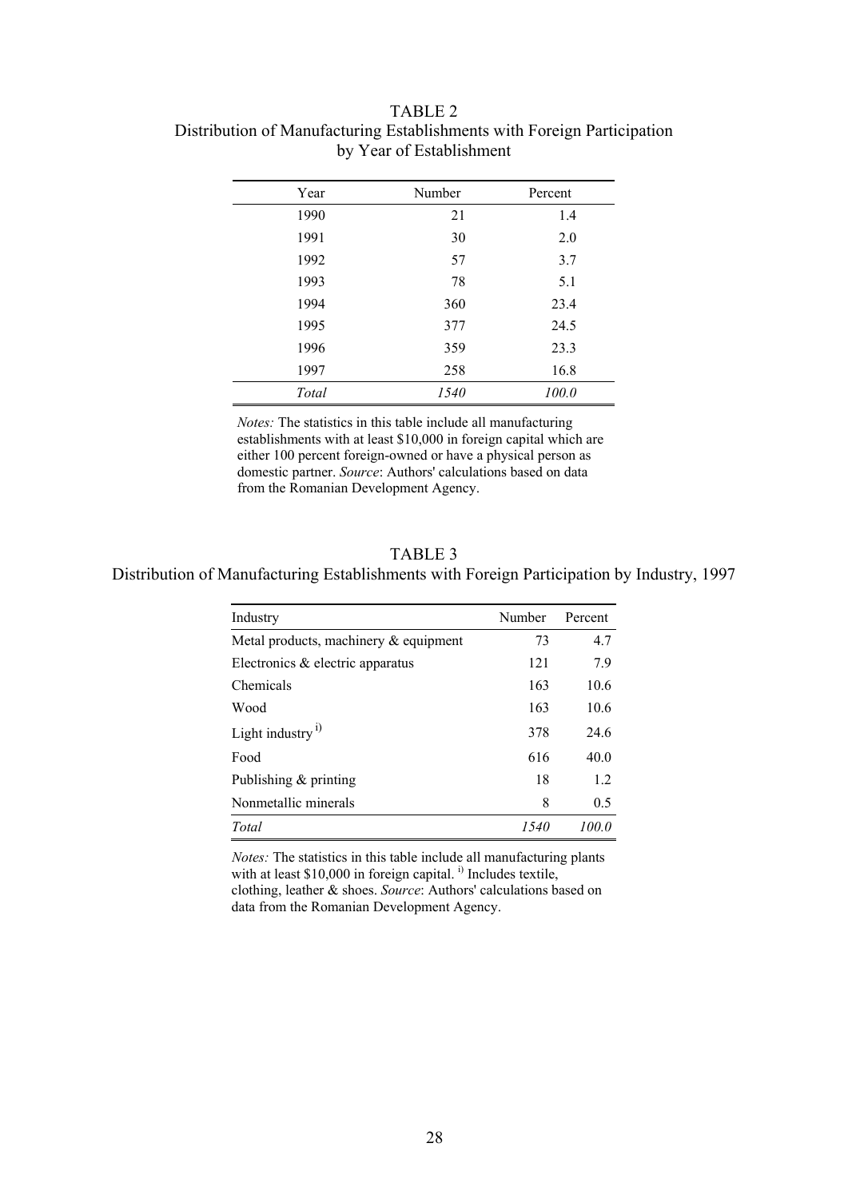TABLE 2
Distribution of Manufacturing Establishments with Foreign Participation by Year of Establishment

| Year | Number | Percent |
|---|---|---|
| 1990 | 21 | 1.4 |
| 1991 | 30 | 2.0 |
| 1992 | 57 | 3.7 |
| 1993 | 78 | 5.1 |
| 1994 | 360 | 23.4 |
| 1995 | 377 | 24.5 |
| 1996 | 359 | 23.3 |
| 1997 | 258 | 16.8 |
| *Total* | *1540* | *100.0* |

*Notes:* The statistics in this table include all manufacturing establishments with at least $10,000 in foreign capital which are either 100 percent foreign-owned or have a physical person as domestic partner. *Source*: Authors' calculations based on data from the Romanian Development Agency.

TABLE 3
Distribution of Manufacturing Establishments with Foreign Participation by Industry, 1997

| Industry | Number | Percent |
|---|---|---|
| Metal products, machinery & equipment | 73 | 4.7 |
| Electronics & electric apparatus | 121 | 7.9 |
| Chemicals | 163 | 10.6 |
| Wood | 163 | 10.6 |
| Light industry [i)] | 378 | 24.6 |
| Food | 616 | 40.0 |
| Publishing & printing | 18 | 1.2 |
| Nonmetallic minerals | 8 | 0.5 |
| *Total* | *1540* | *100.0* |

*Notes:* The statistics in this table include all manufacturing plants with at least $10,000 in foreign capital. [i)] Includes textile, clothing, leather & shoes. *Source*: Authors' calculations based on data from the Romanian Development Agency.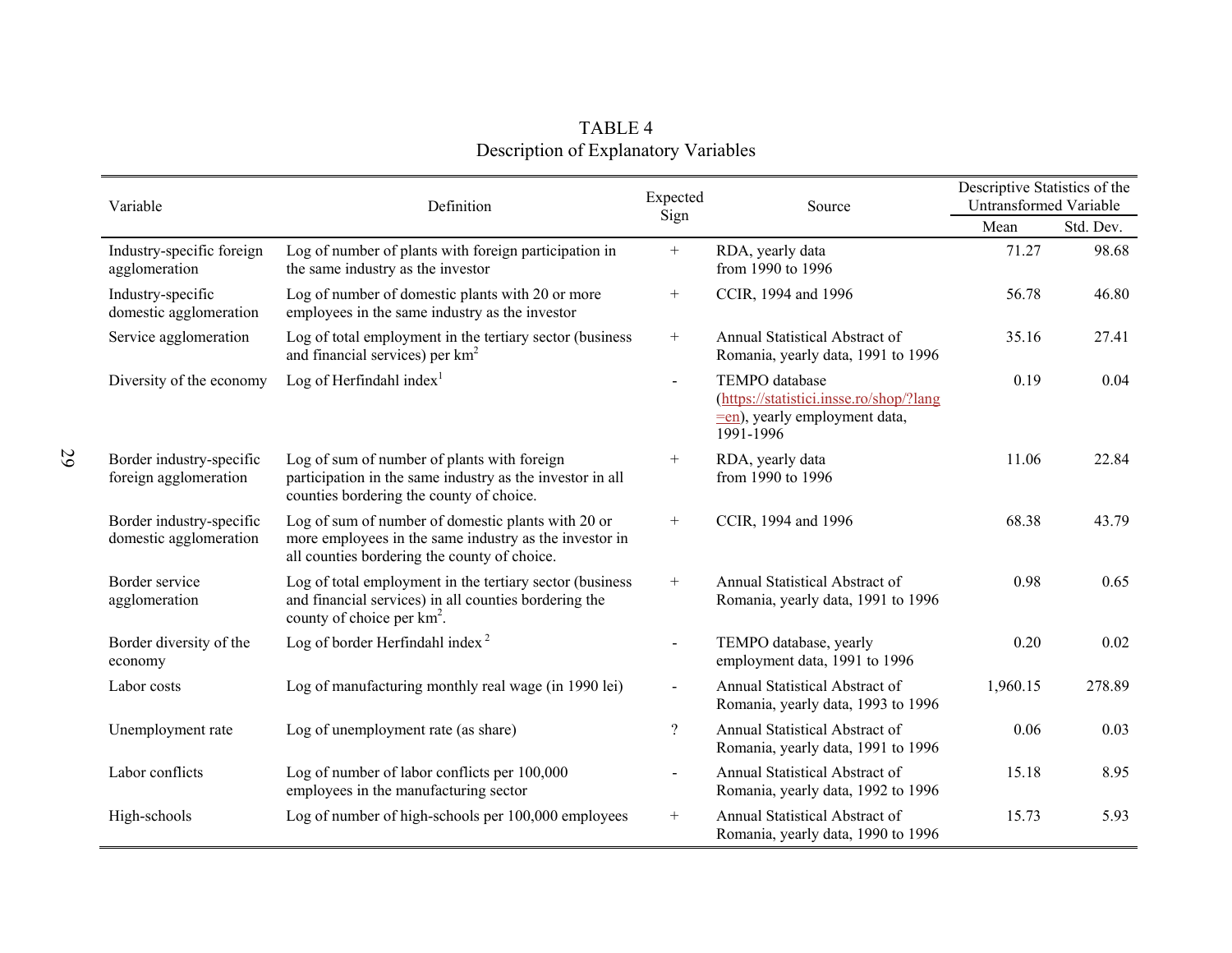TABLE 4
Description of Explanatory Variables

| Variable | Definition | Expected Sign | Source | Descriptive Statistics of the Untransformed Variable | |
|---|---|---|---|---|---|
| | | | | Mean | Std. Dev. |
| Industry-specific foreign agglomeration | Log of number of plants with foreign participation in the same industry as the investor | + | RDA, yearly data from 1990 to 1996 | 71.27 | 98.68 |
| Industry-specific domestic agglomeration | Log of number of domestic plants with 20 or more employees in the same industry as the investor | + | CCIR, 1994 and 1996 | 56.78 | 46.80 |
| Service agglomeration | Log of total employment in the tertiary sector (business and financial services) per $km^2$ | + | Annual Statistical Abstract of Romania, yearly data, 1991 to 1996 | 35.16 | 27.41 |
| Diversity of the economy | Log of Herfindahl index[1] | - | TEMPO database (https://statistici.insse.ro/shop/?lang=en), yearly employment data, 1991-1996 | 0.19 | 0.04 |
| Border industry-specific foreign agglomeration | Log of sum of number of plants with foreign participation in the same industry as the investor in all counties bordering the county of choice. | + | RDA, yearly data from 1990 to 1996 | 11.06 | 22.84 |
| Border industry-specific domestic agglomeration | Log of sum of number of domestic plants with 20 or more employees in the same industry as the investor in all counties bordering the county of choice. | + | CCIR, 1994 and 1996 | 68.38 | 43.79 |
| Border service agglomeration | Log of total employment in the tertiary sector (business and financial services) in all counties bordering the county of choice per $km^2$. | + | Annual Statistical Abstract of Romania, yearly data, 1991 to 1996 | 0.98 | 0.65 |
| Border diversity of the economy | Log of border Herfindahl index[2] | - | TEMPO database, yearly employment data, 1991 to 1996 | 0.20 | 0.02 |
| Labor costs | Log of manufacturing monthly real wage (in 1990 lei) | - | Annual Statistical Abstract of Romania, yearly data, 1993 to 1996 | 1,960.15 | 278.89 |
| Unemployment rate | Log of unemployment rate (as share) | ? | Annual Statistical Abstract of Romania, yearly data, 1991 to 1996 | 0.06 | 0.03 |
| Labor conflicts | Log of number of labor conflicts per 100,000 employees in the manufacturing sector | - | Annual Statistical Abstract of Romania, yearly data, 1992 to 1996 | 15.18 | 8.95 |
| High-schools | Log of number of high-schools per 100,000 employees | + | Annual Statistical Abstract of Romania, yearly data, 1990 to 1996 | 15.73 | 5.93 |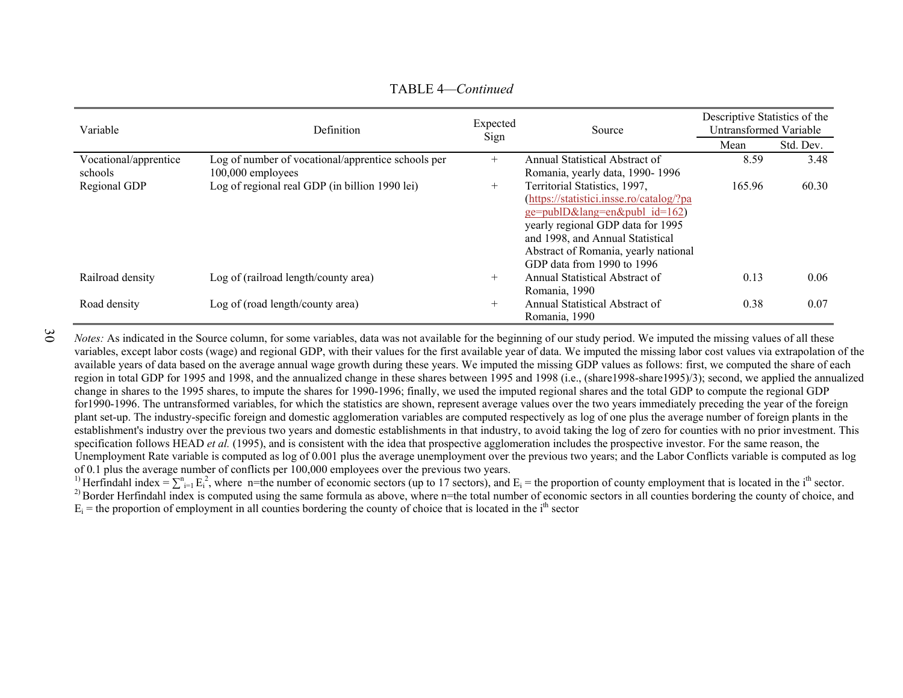TABLE 4—*Continued*

| Variable | Definition | Expected Sign | Source | Descriptive Statistics of the Untransformed Variable | |
|---|---|---|---|---|---|
| | | | | Mean | Std. Dev. |
| Vocational/apprentice schools | Log of number of vocational/apprentice schools per 100,000 employees | + | Annual Statistical Abstract of Romania, yearly data, 1990- 1996 | 8.59 | 3.48 |
| Regional GDP | Log of regional real GDP (in billion 1990 lei) | + | Territorial Statistics, 1997, (https://statistici.insse.ro/catalog/?page=publD&lang=en&publ_id=162) yearly regional GDP data for 1995 and 1998, and Annual Statistical Abstract of Romania, yearly national GDP data from 1990 to 1996 | 165.96 | 60.30 |
| Railroad density | Log of (railroad length/county area) | + | Annual Statistical Abstract of Romania, 1990 | 0.13 | 0.06 |
| Road density | Log of (road length/county area) | + | Annual Statistical Abstract of Romania, 1990 | 0.38 | 0.07 |

*Notes:* As indicated in the Source column, for some variables, data was not available for the beginning of our study period. We imputed the missing values of all these variables, except labor costs (wage) and regional GDP, with their values for the first available year of data. We imputed the missing labor cost values via extrapolation of the available years of data based on the average annual wage growth during these years. We imputed the missing GDP values as follows: first, we computed the share of each region in total GDP for 1995 and 1998, and the annualized change in these shares between 1995 and 1998 (i.e., (share1998-share1995)/3); second, we applied the annualized change in shares to the 1995 shares, to impute the shares for 1990-1996; finally, we used the imputed regional shares and the total GDP to compute the regional GDP for1990-1996. The untransformed variables, for which the statistics are shown, represent average values over the two years immediately preceding the year of the foreign plant set-up. The industry-specific foreign and domestic agglomeration variables are computed respectively as log of one plus the average number of foreign plants in the establishment's industry over the previous two years and domestic establishments in that industry, to avoid taking the log of zero for counties with no prior investment. This specification follows HEAD *et al.* (1995), and is consistent with the idea that prospective agglomeration includes the prospective investor. For the same reason, the Unemployment Rate variable is computed as log of 0.001 plus the average unemployment over the previous two years; and the Labor Conflicts variable is computed as log of 0.1 plus the average number of conflicts per 100,000 employees over the previous two years.

[1)] Herfindahl index = $\sum_{i=1}^{n} E_i^2$, where n=the number of economic sectors (up to 17 sectors), and $E_i$ = the proportion of county employment that is located in the $i^{th}$ sector.

[2)] Border Herfindahl index is computed using the same formula as above, where n=the total number of economic sectors in all counties bordering the county of choice, and $E_i$ = the proportion of employment in all counties bordering the county of choice that is located in the $i^{th}$ sector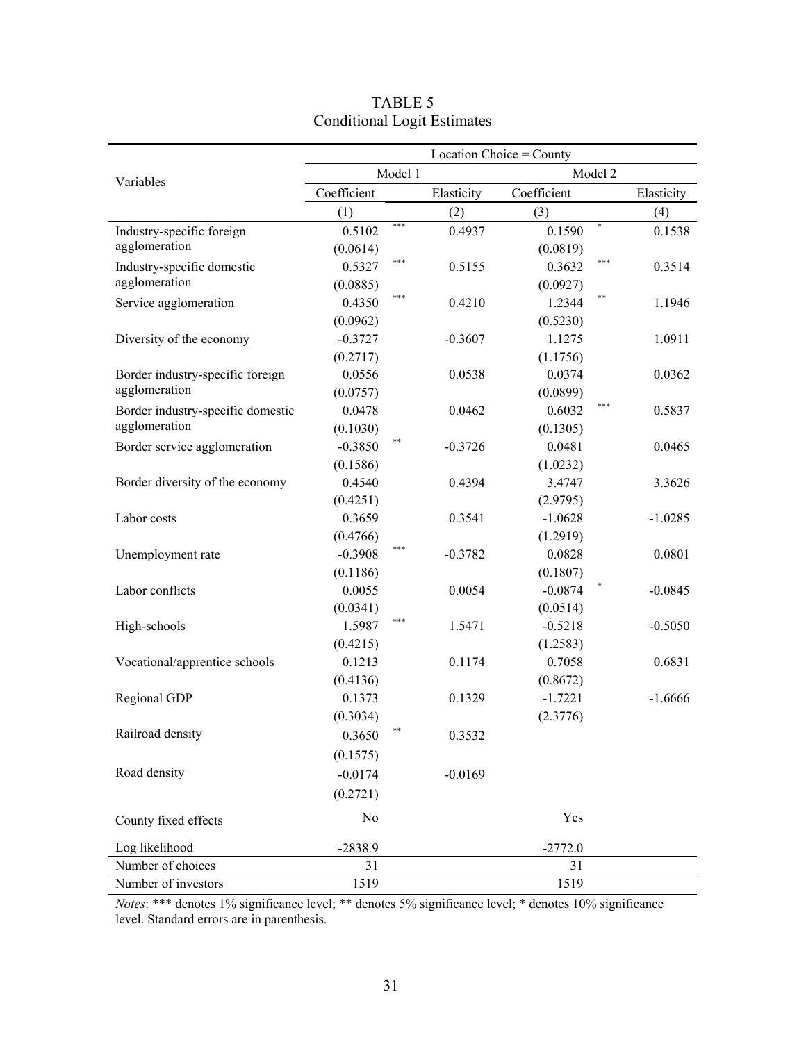TABLE 5
Conditional Logit Estimates

| Variables | Location Choice = County | | | |
|---|---|---|---|---|
| | Model 1 | | Model 2 | |
| | Coefficient | Elasticity | Coefficient | Elasticity |
| | (1) | (2) | (3) | (4) |
| Industry-specific foreign agglomeration | 0.5102 *** | 0.4937 | 0.1590 * | 0.1538 |
| | (0.0614) | | (0.0819) | |
| Industry-specific domestic agglomeration | 0.5327 *** | 0.5155 | 0.3632 *** | 0.3514 |
| | (0.0885) | | (0.0927) | |
| Service agglomeration | 0.4350 *** | 0.4210 | 1.2344 ** | 1.1946 |
| | (0.0962) | | (0.5230) | |
| Diversity of the economy | -0.3727 | -0.3607 | 1.1275 | 1.0911 |
| | (0.2717) | | (1.1756) | |
| Border industry-specific foreign agglomeration | 0.0556 | 0.0538 | 0.0374 | 0.0362 |
| | (0.0757) | | (0.0899) | |
| Border industry-specific domestic agglomeration | 0.0478 | 0.0462 | 0.6032 *** | 0.5837 |
| | (0.1030) | | (0.1305) | |
| Border service agglomeration | -0.3850 ** | -0.3726 | 0.0481 | 0.0465 |
| | (0.1586) | | (1.0232) | |
| Border diversity of the economy | 0.4540 | 0.4394 | 3.4747 | 3.3626 |
| | (0.4251) | | (2.9795) | |
| Labor costs | 0.3659 | 0.3541 | -1.0628 | -1.0285 |
| | (0.4766) | | (1.2919) | |
| Unemployment rate | -0.3908 *** | -0.3782 | 0.0828 | 0.0801 |
| | (0.1186) | | (0.1807) | |
| Labor conflicts | 0.0055 | 0.0054 | -0.0874 * | -0.0845 |
| | (0.0341) | | (0.0514) | |
| High-schools | 1.5987 *** | 1.5471 | -0.5218 | -0.5050 |
| | (0.4215) | | (1.2583) | |
| Vocational/apprentice schools | 0.1213 | 0.1174 | 0.7058 | 0.6831 |
| | (0.4136) | | (0.8672) | |
| Regional GDP | 0.1373 | 0.1329 | -1.7221 | -1.6666 |
| | (0.3034) | | (2.3776) | |
| Railroad density | 0.3650 ** | 0.3532 | | |
| | (0.1575) | | | |
| Road density | -0.0174 | -0.0169 | | |
| | (0.2721) | | | |
| County fixed effects | No | | Yes | |
| Log likelihood | -2838.9 | | -2772.0 | |
| Number of choices | 31 | | 31 | |
| Number of investors | 1519 | | 1519 | |

*Notes*: *** denotes 1% significance level; ** denotes 5% significance level; * denotes 10% significance level. Standard errors are in parenthesis.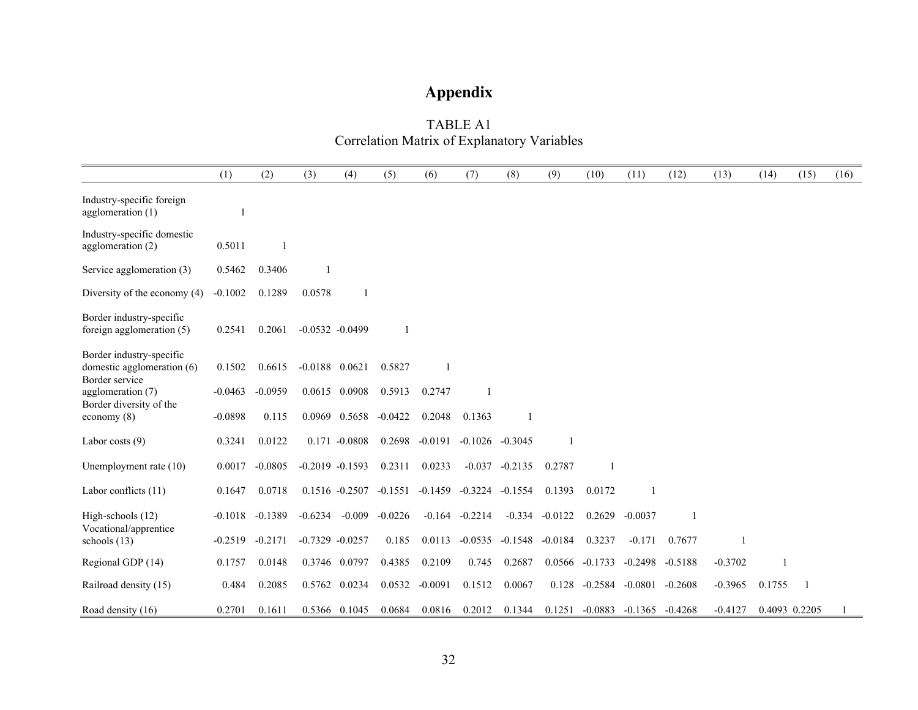# Appendix

TABLE A1
Correlation Matrix of Explanatory Variables

| | (1) | (2) | (3) | (4) | (5) | (6) | (7) | (8) | (9) | (10) | (11) | (12) | (13) | (14) | (15) | (16) |
|---|---|---|---|---|---|---|---|---|---|---|---|---|---|---|---|---|
| Industry-specific foreign agglomeration (1) | 1 | | | | | | | | | | | | | | | |
| Industry-specific domestic agglomeration (2) | 0.5011 | 1 | | | | | | | | | | | | | | |
| Service agglomeration (3) | 0.5462 | 0.3406 | 1 | | | | | | | | | | | | | |
| Diversity of the economy (4) | -0.1002 | 0.1289 | 0.0578 | 1 | | | | | | | | | | | | |
| Border industry-specific foreign agglomeration (5) | 0.2541 | 0.2061 | -0.0532 | -0.0499 | 1 | | | | | | | | | | | |
| Border industry-specific domestic agglomeration (6) | 0.1502 | 0.6615 | -0.0188 | 0.0621 | 0.5827 | 1 | | | | | | | | | | |
| Border service agglomeration (7) | -0.0463 | -0.0959 | 0.0615 | 0.0908 | 0.5913 | 0.2747 | 1 | | | | | | | | | |
| Border diversity of the economy (8) | -0.0898 | 0.115 | 0.0969 | 0.5658 | -0.0422 | 0.2048 | 0.1363 | 1 | | | | | | | | |
| Labor costs (9) | 0.3241 | 0.0122 | 0.171 | -0.0808 | 0.2698 | -0.0191 | -0.1026 | -0.3045 | 1 | | | | | | | |
| Unemployment rate (10) | 0.0017 | -0.0805 | -0.2019 | -0.1593 | 0.2311 | 0.0233 | -0.037 | -0.2135 | 0.2787 | 1 | | | | | | |
| Labor conflicts (11) | 0.1647 | 0.0718 | 0.1516 | -0.2507 | -0.1551 | -0.1459 | -0.3224 | -0.1554 | 0.1393 | 0.0172 | 1 | | | | | |
| High-schools (12) | -0.1018 | -0.1389 | -0.6234 | -0.009 | -0.0226 | -0.164 | -0.2214 | -0.334 | -0.0122 | 0.2629 | -0.0037 | 1 | | | | |
| Vocational/apprentice schools (13) | -0.2519 | -0.2171 | -0.7329 | -0.0257 | 0.185 | 0.0113 | -0.0535 | -0.1548 | -0.0184 | 0.3237 | -0.171 | 0.7677 | 1 | | | |
| Regional GDP (14) | 0.1757 | 0.0148 | 0.3746 | 0.0797 | 0.4385 | 0.2109 | 0.745 | 0.2687 | 0.0566 | -0.1733 | -0.2498 | -0.5188 | -0.3702 | 1 | | |
| Railroad density (15) | 0.484 | 0.2085 | 0.5762 | 0.0234 | 0.0532 | -0.0091 | 0.1512 | 0.0067 | 0.128 | -0.2584 | -0.0801 | -0.2608 | -0.3965 | 0.1755 | 1 | |
| Road density (16) | 0.2701 | 0.1611 | 0.5366 | 0.1045 | 0.0684 | 0.0816 | 0.2012 | 0.1344 | 0.1251 | -0.0883 | -0.1365 | -0.4268 | -0.4127 | 0.4093 | 0.2205 | 1 |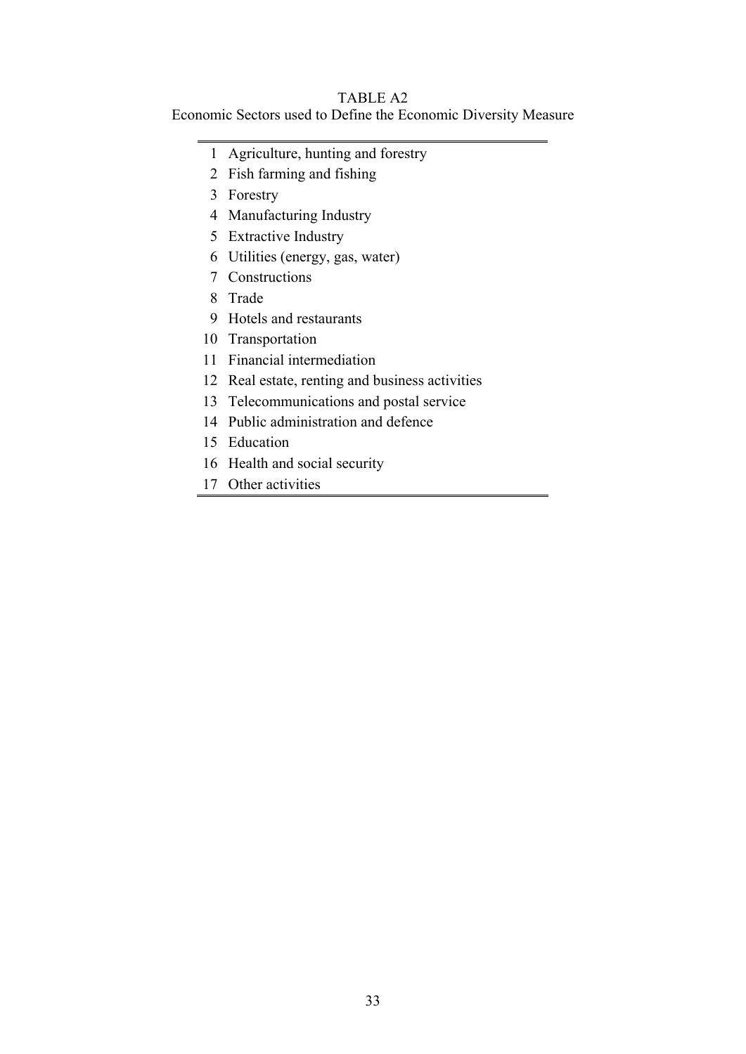TABLE A2

Economic Sectors used to Define the Economic Diversity Measure

| | |
|---|---|
| 1 | Agriculture, hunting and forestry |
| 2 | Fish farming and fishing |
| 3 | Forestry |
| 4 | Manufacturing Industry |
| 5 | Extractive Industry |
| 6 | Utilities (energy, gas, water) |
| 7 | Constructions |
| 8 | Trade |
| 9 | Hotels and restaurants |
| 10 | Transportation |
| 11 | Financial intermediation |
| 12 | Real estate, renting and business activities |
| 13 | Telecommunications and postal service |
| 14 | Public administration and defence |
| 15 | Education |
| 16 | Health and social security |
| 17 | Other activities |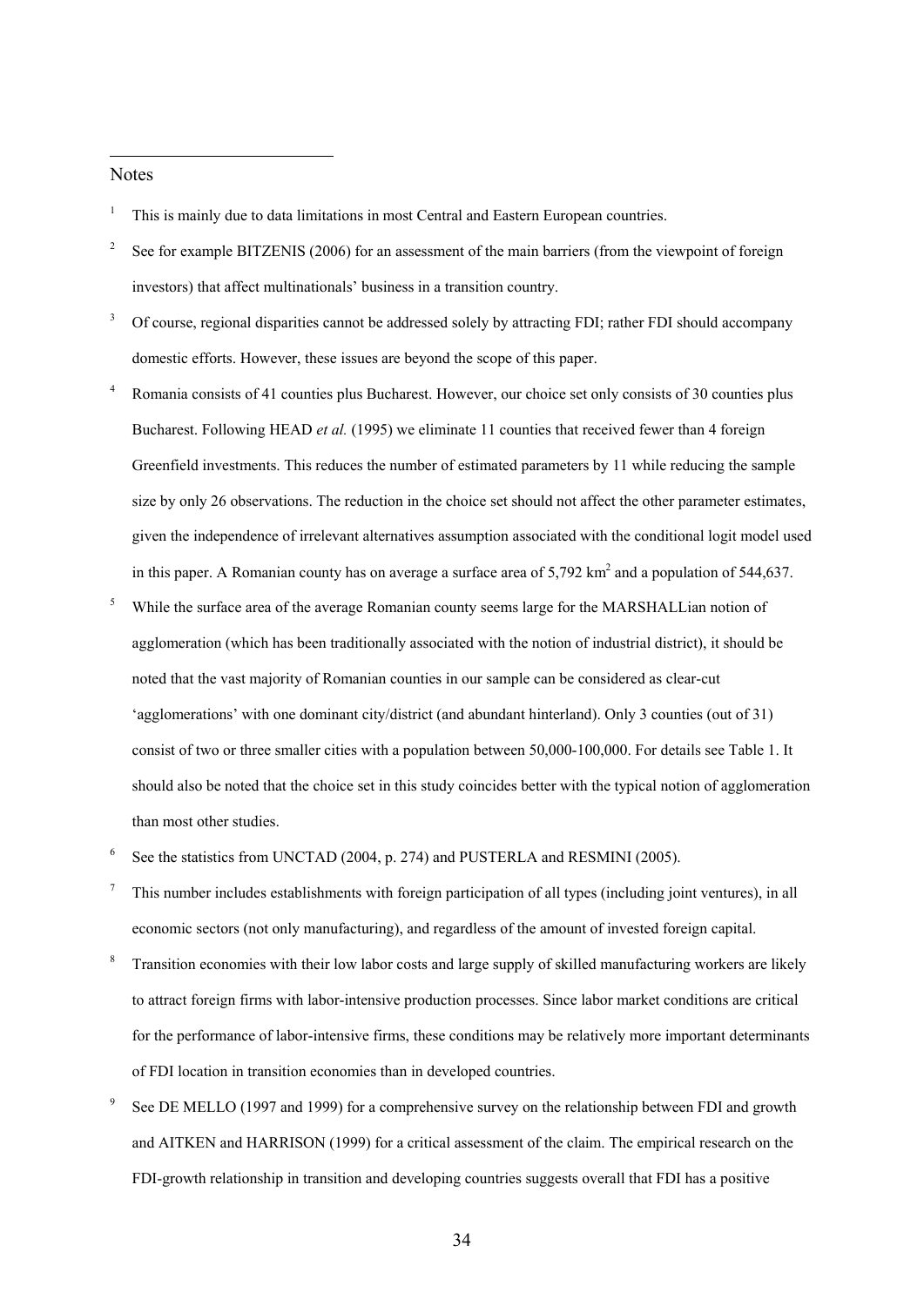Notes

1. This is mainly due to data limitations in most Central and Eastern European countries.
2. See for example BITZENIS (2006) for an assessment of the main barriers (from the viewpoint of foreign investors) that affect multinationals' business in a transition country.
3. Of course, regional disparities cannot be addressed solely by attracting FDI; rather FDI should accompany domestic efforts. However, these issues are beyond the scope of this paper.
4. Romania consists of 41 counties plus Bucharest. However, our choice set only consists of 30 counties plus Bucharest. Following HEAD *et al.* (1995) we eliminate 11 counties that received fewer than 4 foreign Greenfield investments. This reduces the number of estimated parameters by 11 while reducing the sample size by only 26 observations. The reduction in the choice set should not affect the other parameter estimates, given the independence of irrelevant alternatives assumption associated with the conditional logit model used in this paper. A Romanian county has on average a surface area of 5,792 $km^2$ and a population of 544,637.
5. While the surface area of the average Romanian county seems large for the MARSHALLian notion of agglomeration (which has been traditionally associated with the notion of industrial district), it should be noted that the vast majority of Romanian counties in our sample can be considered as clear-cut 'agglomerations' with one dominant city/district (and abundant hinterland). Only 3 counties (out of 31) consist of two or three smaller cities with a population between 50,000-100,000. For details see Table 1. It should also be noted that the choice set in this study coincides better with the typical notion of agglomeration than most other studies.
6. See the statistics from UNCTAD (2004, p. 274) and PUSTERLA and RESMINI (2005).
7. This number includes establishments with foreign participation of all types (including joint ventures), in all economic sectors (not only manufacturing), and regardless of the amount of invested foreign capital.
8. Transition economies with their low labor costs and large supply of skilled manufacturing workers are likely to attract foreign firms with labor-intensive production processes. Since labor market conditions are critical for the performance of labor-intensive firms, these conditions may be relatively more important determinants of FDI location in transition economies than in developed countries.
9. See DE MELLO (1997 and 1999) for a comprehensive survey on the relationship between FDI and growth and AITKEN and HARRISON (1999) for a critical assessment of the claim. The empirical research on the FDI-growth relationship in transition and developing countries suggests overall that FDI has a positive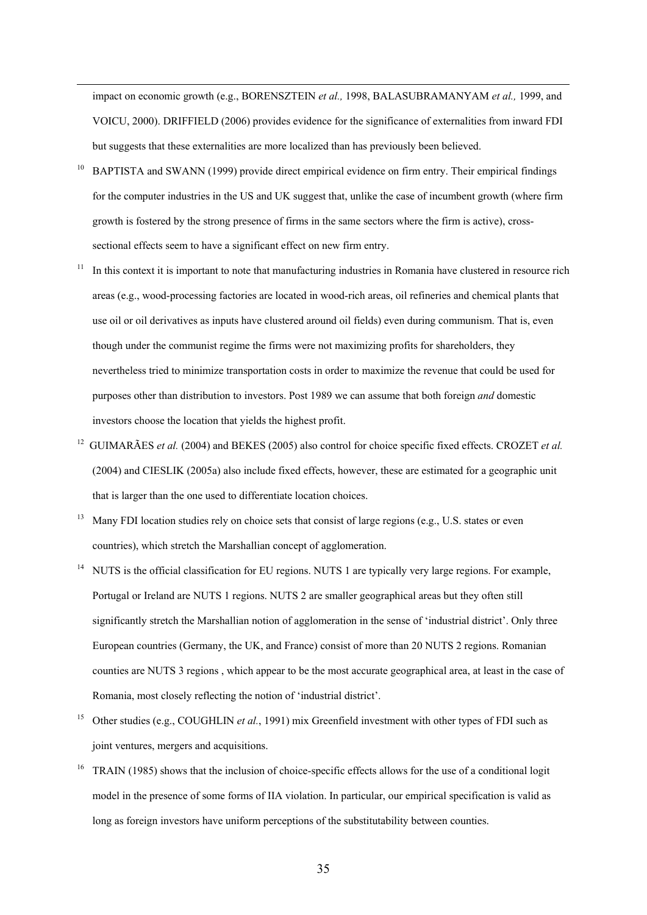impact on economic growth (e.g., BORENSZTEIN *et al.,* 1998, BALASUBRAMANYAM *et al.,* 1999, and VOICU, 2000). DRIFFIELD (2006) provides evidence for the significance of externalities from inward FDI but suggests that these externalities are more localized than has previously been believed.

[10] BAPTISTA and SWANN (1999) provide direct empirical evidence on firm entry. Their empirical findings for the computer industries in the US and UK suggest that, unlike the case of incumbent growth (where firm growth is fostered by the strong presence of firms in the same sectors where the firm is active), cross-sectional effects seem to have a significant effect on new firm entry.

[11] In this context it is important to note that manufacturing industries in Romania have clustered in resource rich areas (e.g., wood-processing factories are located in wood-rich areas, oil refineries and chemical plants that use oil or oil derivatives as inputs have clustered around oil fields) even during communism. That is, even though under the communist regime the firms were not maximizing profits for shareholders, they nevertheless tried to minimize transportation costs in order to maximize the revenue that could be used for purposes other than distribution to investors. Post 1989 we can assume that both foreign *and* domestic investors choose the location that yields the highest profit.

[12] GUIMARÃES *et al.* (2004) and BEKES (2005) also control for choice specific fixed effects. CROZET *et al.* (2004) and CIESLIK (2005a) also include fixed effects, however, these are estimated for a geographic unit that is larger than the one used to differentiate location choices.

[13] Many FDI location studies rely on choice sets that consist of large regions (e.g., U.S. states or even countries), which stretch the Marshallian concept of agglomeration.

[14] NUTS is the official classification for EU regions. NUTS 1 are typically very large regions. For example, Portugal or Ireland are NUTS 1 regions. NUTS 2 are smaller geographical areas but they often still significantly stretch the Marshallian notion of agglomeration in the sense of 'industrial district'. Only three European countries (Germany, the UK, and France) consist of more than 20 NUTS 2 regions. Romanian counties are NUTS 3 regions , which appear to be the most accurate geographical area, at least in the case of Romania, most closely reflecting the notion of 'industrial district'.

[15] Other studies (e.g., COUGHLIN *et al.*, 1991) mix Greenfield investment with other types of FDI such as joint ventures, mergers and acquisitions.

[16] TRAIN (1985) shows that the inclusion of choice-specific effects allows for the use of a conditional logit model in the presence of some forms of IIA violation. In particular, our empirical specification is valid as long as foreign investors have uniform perceptions of the substitutability between counties.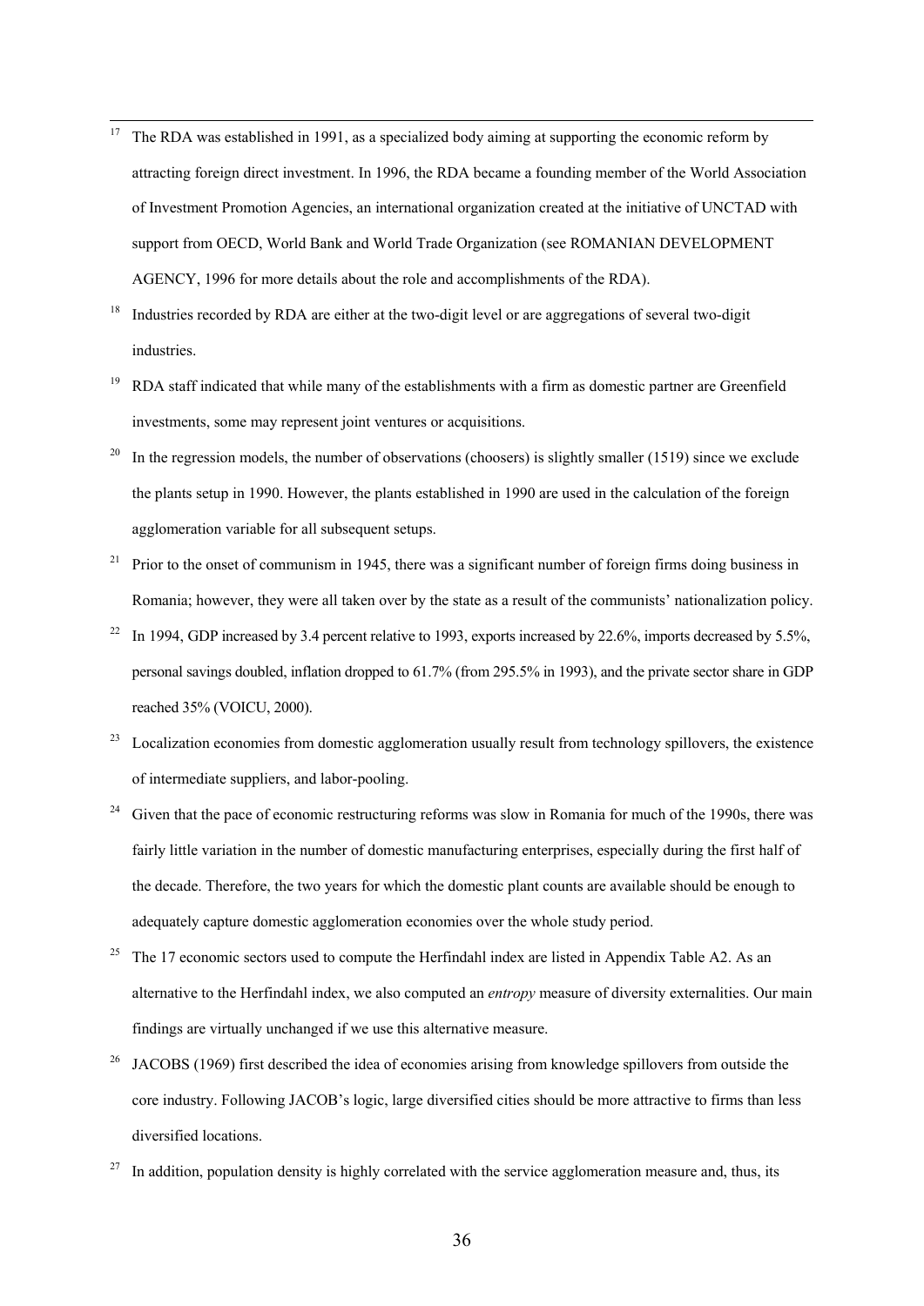[17] The RDA was established in 1991, as a specialized body aiming at supporting the economic reform by attracting foreign direct investment. In 1996, the RDA became a founding member of the World Association of Investment Promotion Agencies, an international organization created at the initiative of UNCTAD with support from OECD, World Bank and World Trade Organization (see ROMANIAN DEVELOPMENT AGENCY, 1996 for more details about the role and accomplishments of the RDA).

[18] Industries recorded by RDA are either at the two-digit level or are aggregations of several two-digit industries.

[19] RDA staff indicated that while many of the establishments with a firm as domestic partner are Greenfield investments, some may represent joint ventures or acquisitions.

[20] In the regression models, the number of observations (choosers) is slightly smaller (1519) since we exclude the plants setup in 1990. However, the plants established in 1990 are used in the calculation of the foreign agglomeration variable for all subsequent setups.

[21] Prior to the onset of communism in 1945, there was a significant number of foreign firms doing business in Romania; however, they were all taken over by the state as a result of the communists' nationalization policy.

[22] In 1994, GDP increased by 3.4 percent relative to 1993, exports increased by 22.6%, imports decreased by 5.5%, personal savings doubled, inflation dropped to 61.7% (from 295.5% in 1993), and the private sector share in GDP reached 35% (VOICU, 2000).

[23] Localization economies from domestic agglomeration usually result from technology spillovers, the existence of intermediate suppliers, and labor-pooling.

[24] Given that the pace of economic restructuring reforms was slow in Romania for much of the 1990s, there was fairly little variation in the number of domestic manufacturing enterprises, especially during the first half of the decade. Therefore, the two years for which the domestic plant counts are available should be enough to adequately capture domestic agglomeration economies over the whole study period.

[25] The 17 economic sectors used to compute the Herfindahl index are listed in Appendix Table A2. As an alternative to the Herfindahl index, we also computed an *entropy* measure of diversity externalities. Our main findings are virtually unchanged if we use this alternative measure.

[26] JACOBS (1969) first described the idea of economies arising from knowledge spillovers from outside the core industry. Following JACOB's logic, large diversified cities should be more attractive to firms than less diversified locations.

[27] In addition, population density is highly correlated with the service agglomeration measure and, thus, its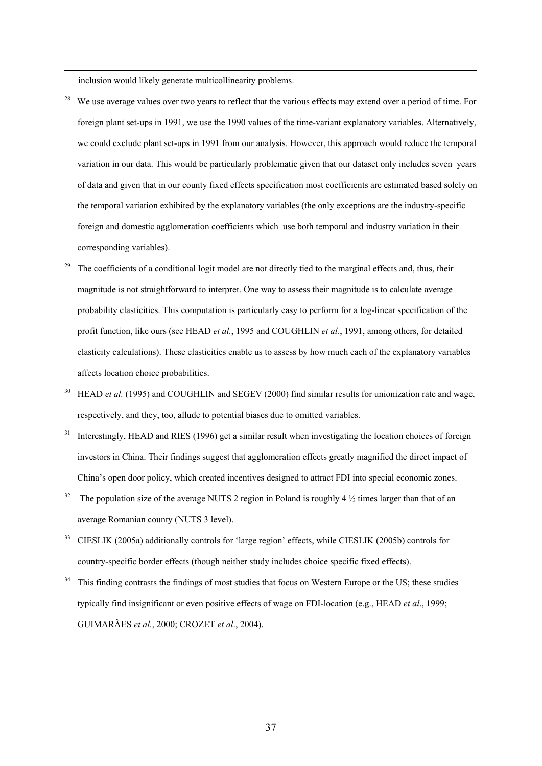inclusion would likely generate multicollinearity problems.

[28] We use average values over two years to reflect that the various effects may extend over a period of time. For foreign plant set-ups in 1991, we use the 1990 values of the time-variant explanatory variables. Alternatively, we could exclude plant set-ups in 1991 from our analysis. However, this approach would reduce the temporal variation in our data. This would be particularly problematic given that our dataset only includes seven years of data and given that in our county fixed effects specification most coefficients are estimated based solely on the temporal variation exhibited by the explanatory variables (the only exceptions are the industry-specific foreign and domestic agglomeration coefficients which use both temporal and industry variation in their corresponding variables).

[29] The coefficients of a conditional logit model are not directly tied to the marginal effects and, thus, their magnitude is not straightforward to interpret. One way to assess their magnitude is to calculate average probability elasticities. This computation is particularly easy to perform for a log-linear specification of the profit function, like ours (see HEAD *et al.*, 1995 and COUGHLIN *et al.*, 1991, among others, for detailed elasticity calculations). These elasticities enable us to assess by how much each of the explanatory variables affects location choice probabilities.

[30] HEAD *et al.* (1995) and COUGHLIN and SEGEV (2000) find similar results for unionization rate and wage, respectively, and they, too, allude to potential biases due to omitted variables.

[31] Interestingly, HEAD and RIES (1996) get a similar result when investigating the location choices of foreign investors in China. Their findings suggest that agglomeration effects greatly magnified the direct impact of China's open door policy, which created incentives designed to attract FDI into special economic zones.

[32] The population size of the average NUTS 2 region in Poland is roughly 4 ½ times larger than that of an average Romanian county (NUTS 3 level).

[33] CIESLIK (2005a) additionally controls for 'large region' effects, while CIESLIK (2005b) controls for country-specific border effects (though neither study includes choice specific fixed effects).

[34] This finding contrasts the findings of most studies that focus on Western Europe or the US; these studies typically find insignificant or even positive effects of wage on FDI-location (e.g., HEAD *et al*., 1999; GUIMARÃES *et al.*, 2000; CROZET *et al*., 2004).